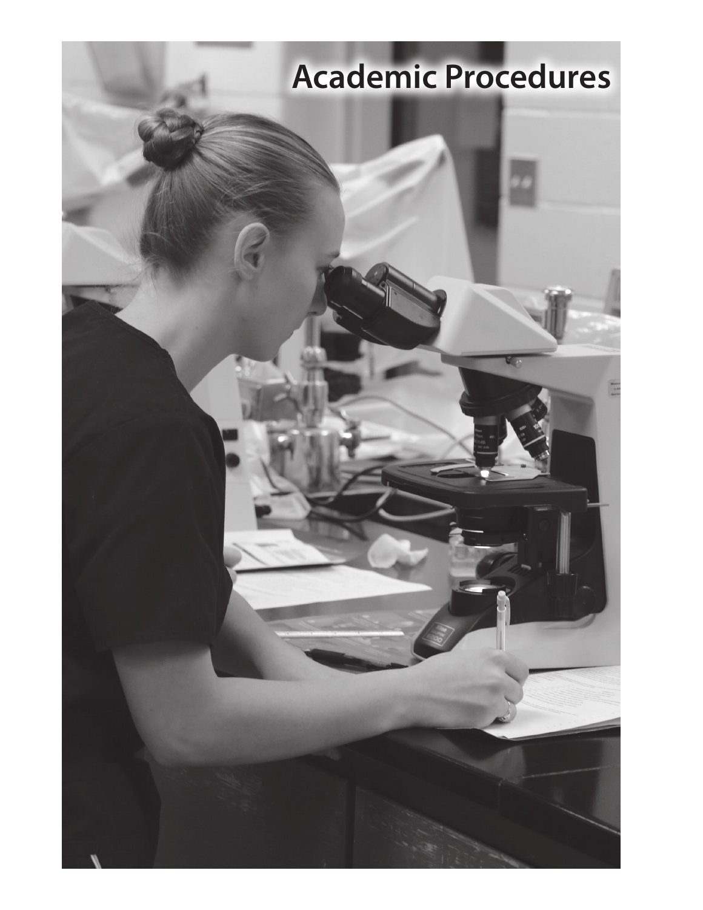# Academic Procedures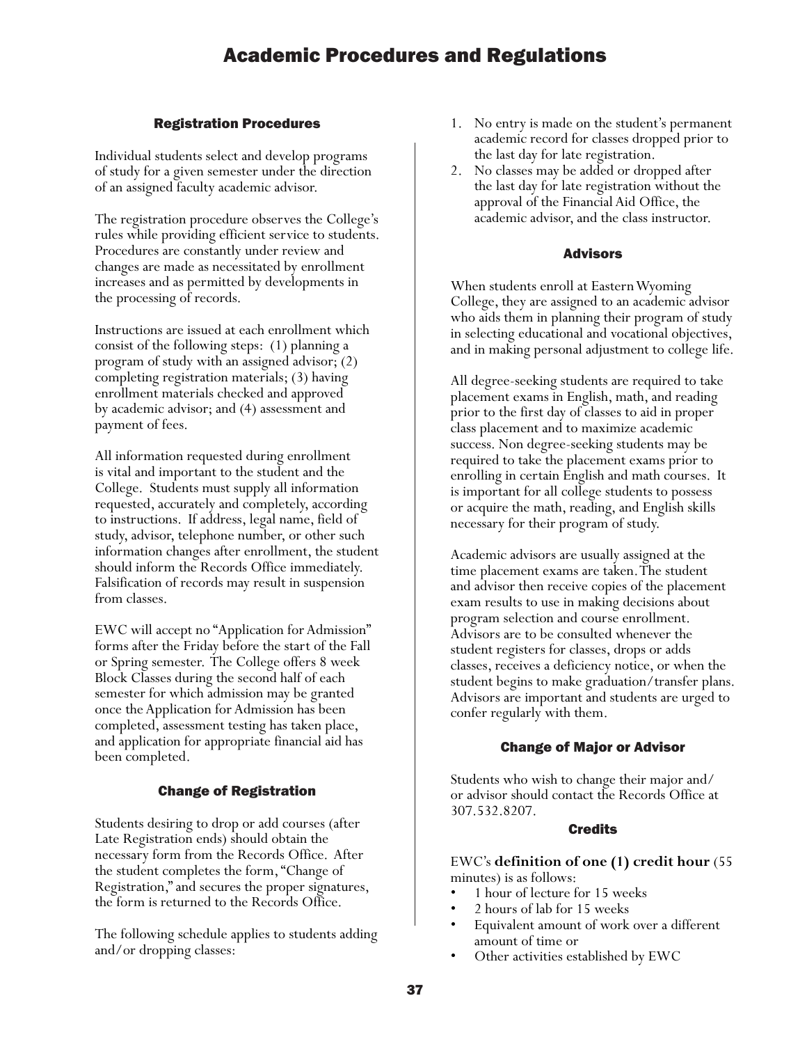# Academic Procedures and Regulations

## Registration Procedures

Individual students select and develop programs of study for a given semester under the direction of an assigned faculty academic advisor.

The registration procedure observes the College's rules while providing efficient service to students. Procedures are constantly under review and changes are made as necessitated by enrollment increases and as permitted by developments in the processing of records.

Instructions are issued at each enrollment which consist of the following steps: (1) planning a program of study with an assigned advisor; (2) completing registration materials; (3) having enrollment materials checked and approved by academic advisor; and (4) assessment and payment of fees.

All information requested during enrollment is vital and important to the student and the College. Students must supply all information requested, accurately and completely, according to instructions. If address, legal name, field of study, advisor, telephone number, or other such information changes after enrollment, the student should inform the Records Office immediately. Falsification of records may result in suspension from classes.

EWC will accept no "Application for Admission" forms after the Friday before the start of the Fall or Spring semester. The College offers 8 week Block Classes during the second half of each semester for which admission may be granted once the Application for Admission has been completed, assessment testing has taken place, and application for appropriate financial aid has been completed.

## Change of Registration

Students desiring to drop or add courses (after Late Registration ends) should obtain the necessary form from the Records Office. After the student completes the form, "Change of Registration," and secures the proper signatures, the form is returned to the Records Office.

The following schedule applies to students adding and/or dropping classes:

1. No entry is made on the student's permanent academic record for classes dropped prior to the last day for late registration.
2. No classes may be added or dropped after the last day for late registration without the approval of the Financial Aid Office, the academic advisor, and the class instructor.

## Advisors

When students enroll at Eastern Wyoming College, they are assigned to an academic advisor who aids them in planning their program of study in selecting educational and vocational objectives, and in making personal adjustment to college life.

All degree-seeking students are required to take placement exams in English, math, and reading prior to the first day of classes to aid in proper class placement and to maximize academic success. Non degree-seeking students may be required to take the placement exams prior to enrolling in certain English and math courses. It is important for all college students to possess or acquire the math, reading, and English skills necessary for their program of study.

Academic advisors are usually assigned at the time placement exams are taken. The student and advisor then receive copies of the placement exam results to use in making decisions about program selection and course enrollment. Advisors are to be consulted whenever the student registers for classes, drops or adds classes, receives a deficiency notice, or when the student begins to make graduation/transfer plans. Advisors are important and students are urged to confer regularly with them.

## Change of Major or Advisor

Students who wish to change their major and/or advisor should contact the Records Office at 307.532.8207.

## Credits

EWC's **definition of one (1) credit hour** (55 minutes) is as follows:

- 1 hour of lecture for 15 weeks
- 2 hours of lab for 15 weeks
- Equivalent amount of work over a different amount of time or
- Other activities established by EWC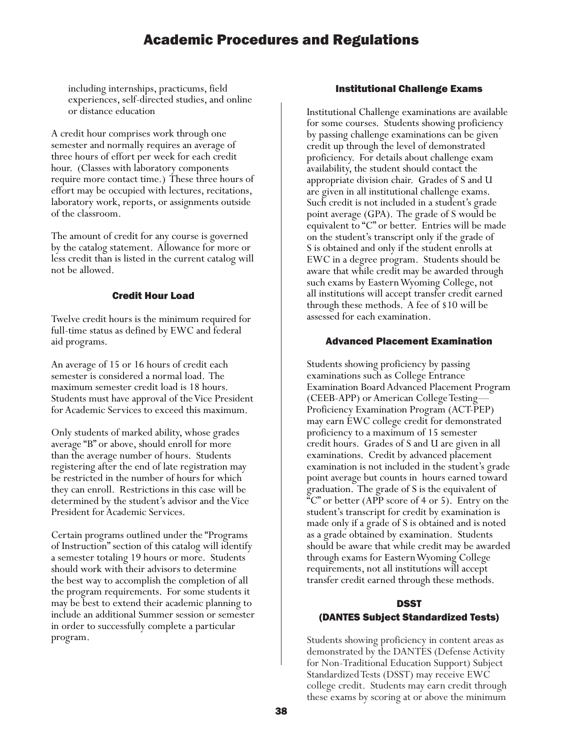including internships, practicums, field experiences, self-directed studies, and online or distance education

A credit hour comprises work through one semester and normally requires an average of three hours of effort per week for each credit hour. (Classes with laboratory components require more contact time.) These three hours of effort may be occupied with lectures, recitations, laboratory work, reports, or assignments outside of the classroom.

The amount of credit for any course is governed by the catalog statement. Allowance for more or less credit than is listed in the current catalog will not be allowed.

### Credit Hour Load

Twelve credit hours is the minimum required for full-time status as defined by EWC and federal aid programs.

An average of 15 or 16 hours of credit each semester is considered a normal load. The maximum semester credit load is 18 hours. Students must have approval of the Vice President for Academic Services to exceed this maximum.

Only students of marked ability, whose grades average "B" or above, should enroll for more than the average number of hours. Students registering after the end of late registration may be restricted in the number of hours for which they can enroll. Restrictions in this case will be determined by the student's advisor and the Vice President for Academic Services.

Certain programs outlined under the "Programs of Instruction" section of this catalog will identify a semester totaling 19 hours or more. Students should work with their advisors to determine the best way to accomplish the completion of all the program requirements. For some students it may be best to extend their academic planning to include an additional Summer session or semester in order to successfully complete a particular program.

### Institutional Challenge Exams

Institutional Challenge examinations are available for some courses. Students showing proficiency by passing challenge examinations can be given credit up through the level of demonstrated proficiency. For details about challenge exam availability, the student should contact the appropriate division chair. Grades of S and U are given in all institutional challenge exams. Such credit is not included in a student's grade point average (GPA). The grade of S would be equivalent to "C" or better. Entries will be made on the student's transcript only if the grade of S is obtained and only if the student enrolls at EWC in a degree program. Students should be aware that while credit may be awarded through such exams by Eastern Wyoming College, not all institutions will accept transfer credit earned through these methods. A fee of $10 will be assessed for each examination.

### Advanced Placement Examination

Students showing proficiency by passing examinations such as College Entrance Examination Board Advanced Placement Program (CEEB-APP) or American College Testing—Proficiency Examination Program (ACT-PEP) may earn EWC college credit for demonstrated proficiency to a maximum of 15 semester credit hours. Grades of S and U are given in all examinations. Credit by advanced placement examination is not included in the student's grade point average but counts in hours earned toward graduation. The grade of S is the equivalent of "C" or better (APP score of 4 or 5). Entry on the student's transcript for credit by examination is made only if a grade of S is obtained and is noted as a grade obtained by examination. Students should be aware that while credit may be awarded through exams for Eastern Wyoming College requirements, not all institutions will accept transfer credit earned through these methods.

### DSST (DANTES Subject Standardized Tests)

Students showing proficiency in content areas as demonstrated by the DANTES (Defense Activity for Non-Traditional Education Support) Subject Standardized Tests (DSST) may receive EWC college credit. Students may earn credit through these exams by scoring at or above the minimum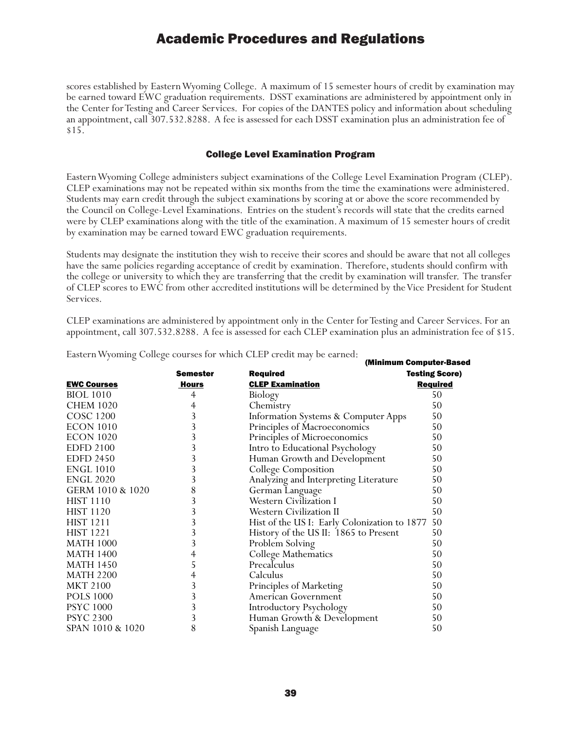scores established by Eastern Wyoming College. A maximum of 15 semester hours of credit by examination may be earned toward EWC graduation requirements. DSST examinations are administered by appointment only in the Center for Testing and Career Services. For copies of the DANTES policy and information about scheduling an appointment, call 307.532.8288. A fee is assessed for each DSST examination plus an administration fee of $15.

### College Level Examination Program

Eastern Wyoming College administers subject examinations of the College Level Examination Program (CLEP). CLEP examinations may not be repeated within six months from the time the examinations were administered. Students may earn credit through the subject examinations by scoring at or above the score recommended by the Council on College-Level Examinations. Entries on the student's records will state that the credits earned were by CLEP examinations along with the title of the examination. A maximum of 15 semester hours of credit by examination may be earned toward EWC graduation requirements.

Students may designate the institution they wish to receive their scores and should be aware that not all colleges have the same policies regarding acceptance of credit by examination. Therefore, students should confirm with the college or university to which they are transferring that the credit by examination will transfer. The transfer of CLEP scores to EWC from other accredited institutions will be determined by the Vice President for Student Services.

CLEP examinations are administered by appointment only in the Center for Testing and Career Services. For an appointment, call 307.532.8288. A fee is assessed for each CLEP examination plus an administration fee of $15.

Eastern Wyoming College courses for which CLEP credit may be earned:

| EWC Courses | Semester Hours | Required CLEP Examination | (Minimum Computer-Based Testing Score) Required |
|---|---|---|---|
| BIOL 1010 | 4 | Biology | 50 |
| CHEM 1020 | 4 | Chemistry | 50 |
| COSC 1200 | 3 | Information Systems & Computer Apps | 50 |
| ECON 1010 | 3 | Principles of Macroeconomics | 50 |
| ECON 1020 | 3 | Principles of Microeconomics | 50 |
| EDFD 2100 | 3 | Intro to Educational Psychology | 50 |
| EDFD 2450 | 3 | Human Growth and Development | 50 |
| ENGL 1010 | 3 | College Composition | 50 |
| ENGL 2020 | 3 | Analyzing and Interpreting Literature | 50 |
| GERM 1010 & 1020 | 8 | German Language | 50 |
| HIST 1110 | 3 | Western Civilization I | 50 |
| HIST 1120 | 3 | Western Civilization II | 50 |
| HIST 1211 | 3 | Hist of the US I: Early Colonization to 1877 | 50 |
| HIST 1221 | 3 | History of the US II: 1865 to Present | 50 |
| MATH 1000 | 3 | Problem Solving | 50 |
| MATH 1400 | 4 | College Mathematics | 50 |
| MATH 1450 | 5 | Precalculus | 50 |
| MATH 2200 | 4 | Calculus | 50 |
| MKT 2100 | 3 | Principles of Marketing | 50 |
| POLS 1000 | 3 | American Government | 50 |
| PSYC 1000 | 3 | Introductory Psychology | 50 |
| PSYC 2300 | 3 | Human Growth & Development | 50 |
| SPAN 1010 & 1020 | 8 | Spanish Language | 50 |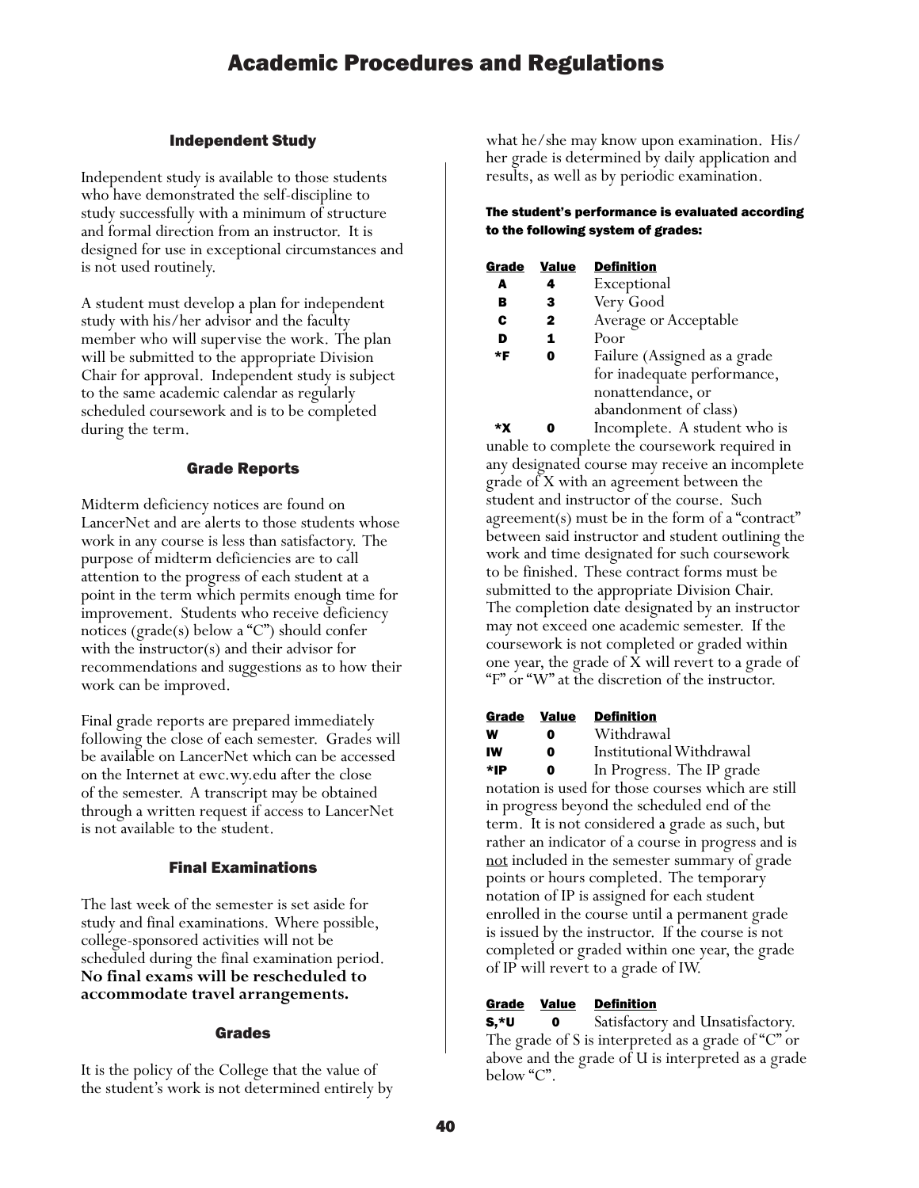# Academic Procedures and Regulations

### Independent Study

Independent study is available to those students who have demonstrated the self-discipline to study successfully with a minimum of structure and formal direction from an instructor. It is designed for use in exceptional circumstances and is not used routinely.

A student must develop a plan for independent study with his/her advisor and the faculty member who will supervise the work. The plan will be submitted to the appropriate Division Chair for approval. Independent study is subject to the same academic calendar as regularly scheduled coursework and is to be completed during the term.

### Grade Reports

Midterm deficiency notices are found on LancerNet and are alerts to those students whose work in any course is less than satisfactory. The purpose of midterm deficiencies are to call attention to the progress of each student at a point in the term which permits enough time for improvement. Students who receive deficiency notices (grade(s) below a "C") should confer with the instructor(s) and their advisor for recommendations and suggestions as to how their work can be improved.

Final grade reports are prepared immediately following the close of each semester. Grades will be available on LancerNet which can be accessed on the Internet at ewc.wy.edu after the close of the semester. A transcript may be obtained through a written request if access to LancerNet is not available to the student.

### Final Examinations

The last week of the semester is set aside for study and final examinations. Where possible, college-sponsored activities will not be scheduled during the final examination period. **No final exams will be rescheduled to accommodate travel arrangements.**

### Grades

It is the policy of the College that the value of the student's work is not determined entirely by what he/she may know upon examination. His/her grade is determined by daily application and results, as well as by periodic examination.

**The student's performance is evaluated according to the following system of grades:**

| Grade | Value | Definition |
|---|---|---|
| A | 4 | Exceptional |
| B | 3 | Very Good |
| C | 2 | Average or Acceptable |
| D | 1 | Poor |
| *F | 0 | Failure (Assigned as a grade for inadequate performance, nonattendance, or abandonment of class) |
| *X | 0 | Incomplete. |

A student who is unable to complete the coursework required in any designated course may receive an incomplete grade of X with an agreement between the student and instructor of the course. Such agreement(s) must be in the form of a "contract" between said instructor and student outlining the work and time designated for such coursework to be finished. These contract forms must be submitted to the appropriate Division Chair. The completion date designated by an instructor may not exceed one academic semester. If the coursework is not completed or graded within one year, the grade of X will revert to a grade of "F" or "W" at the discretion of the instructor.

| Grade | Value | Definition |
|---|---|---|
| W | 0 | Withdrawal |
| IW | 0 | Institutional Withdrawal |
| *IP | 0 | In Progress. |

The IP grade notation is used for those courses which are still in progress beyond the scheduled end of the term. It is not considered a grade as such, but rather an indicator of a course in progress and is not included in the semester summary of grade points or hours completed. The temporary notation of IP is assigned for each student enrolled in the course until a permanent grade is issued by the instructor. If the course is not completed or graded within one year, the grade of IP will revert to a grade of IW.

| Grade | Value | Definition |
|---|---|---|
| S,*U | 0 | Satisfactory and Unsatisfactory. |

The grade of S is interpreted as a grade of "C" or above and the grade of U is interpreted as a grade below "C".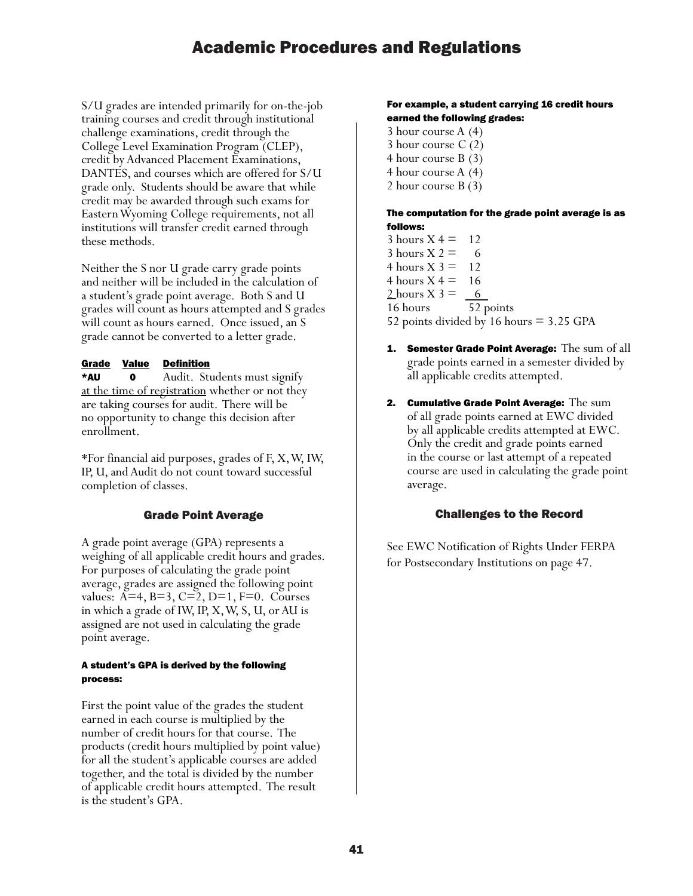# Academic Procedures and Regulations

S/U grades are intended primarily for on-the-job training courses and credit through institutional challenge examinations, credit through the College Level Examination Program (CLEP), credit by Advanced Placement Examinations, DANTES, and courses which are offered for S/U grade only. Students should be aware that while credit may be awarded through such exams for Eastern Wyoming College requirements, not all institutions will transfer credit earned through these methods.

Neither the S nor U grade carry grade points and neither will be included in the calculation of a student's grade point average. Both S and U grades will count as hours attempted and S grades will count as hours earned. Once issued, an S grade cannot be converted to a letter grade.

| Grade | Value | Definition |
|---|---|---|
| *AU | 0 | Audit. Students must signify at the time of registration whether or not they are taking courses for audit. There will be no opportunity to change this decision after enrollment. |

*For financial aid purposes, grades of F, X, W, IW, IP, U, and Audit do not count toward successful completion of classes.

## Grade Point Average

A grade point average (GPA) represents a weighing of all applicable credit hours and grades. For purposes of calculating the grade point average, grades are assigned the following point values: A=4, B=3, C=2, D=1, F=0. Courses in which a grade of IW, IP, X, W, S, U, or AU is assigned are not used in calculating the grade point average.

**A student's GPA is derived by the following process:**

First the point value of the grades the student earned in each course is multiplied by the number of credit hours for that course. The products (credit hours multiplied by point value) for all the student's applicable courses are added together, and the total is divided by the number of applicable credit hours attempted. The result is the student's GPA.

**For example, a student carrying 16 credit hours earned the following grades:**

3 hour course A (4)  
3 hour course C (2)  
4 hour course B (3)  
4 hour course A (4)  
2 hour course B (3)

**The computation for the grade point average is as follows:**

3 hours X 4 = 12  
3 hours X 2 = 6  
4 hours X 3 = 12  
4 hours X 4 = 16  
2 hours X 3 = 6  
16 hours 52 points  
52 points divided by 16 hours = 3.25 GPA

1. **Semester Grade Point Average:** The sum of all grade points earned in a semester divided by all applicable credits attempted.
2. **Cumulative Grade Point Average:** The sum of all grade points earned at EWC divided by all applicable credits attempted at EWC. Only the credit and grade points earned in the course or last attempt of a repeated course are used in calculating the grade point average.

## Challenges to the Record

See EWC Notification of Rights Under FERPA for Postsecondary Institutions on page 47.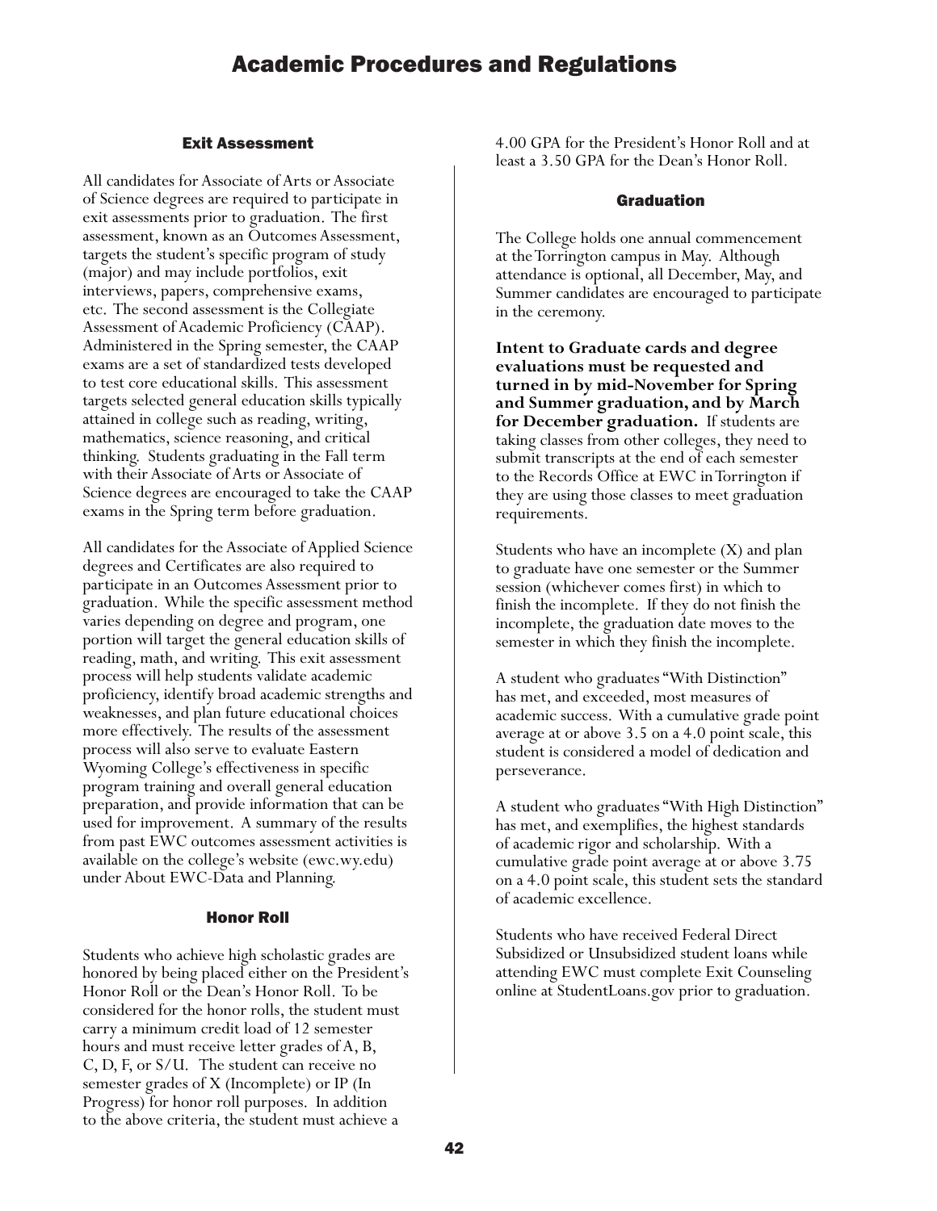# Academic Procedures and Regulations

### Exit Assessment

All candidates for Associate of Arts or Associate of Science degrees are required to participate in exit assessments prior to graduation. The first assessment, known as an Outcomes Assessment, targets the student's specific program of study (major) and may include portfolios, exit interviews, papers, comprehensive exams, etc. The second assessment is the Collegiate Assessment of Academic Proficiency (CAAP). Administered in the Spring semester, the CAAP exams are a set of standardized tests developed to test core educational skills. This assessment targets selected general education skills typically attained in college such as reading, writing, mathematics, science reasoning, and critical thinking. Students graduating in the Fall term with their Associate of Arts or Associate of Science degrees are encouraged to take the CAAP exams in the Spring term before graduation.

All candidates for the Associate of Applied Science degrees and Certificates are also required to participate in an Outcomes Assessment prior to graduation. While the specific assessment method varies depending on degree and program, one portion will target the general education skills of reading, math, and writing. This exit assessment process will help students validate academic proficiency, identify broad academic strengths and weaknesses, and plan future educational choices more effectively. The results of the assessment process will also serve to evaluate Eastern Wyoming College's effectiveness in specific program training and overall general education preparation, and provide information that can be used for improvement. A summary of the results from past EWC outcomes assessment activities is available on the college's website (ewc.wy.edu) under About EWC-Data and Planning.

### Honor Roll

Students who achieve high scholastic grades are honored by being placed either on the President's Honor Roll or the Dean's Honor Roll. To be considered for the honor rolls, the student must carry a minimum credit load of 12 semester hours and must receive letter grades of A, B, C, D, F, or S/U. The student can receive no semester grades of X (Incomplete) or IP (In Progress) for honor roll purposes. In addition to the above criteria, the student must achieve a 4.00 GPA for the President's Honor Roll and at least a 3.50 GPA for the Dean's Honor Roll.

### Graduation

The College holds one annual commencement at the Torrington campus in May. Although attendance is optional, all December, May, and Summer candidates are encouraged to participate in the ceremony.

**Intent to Graduate cards and degree evaluations must be requested and turned in by mid-November for Spring and Summer graduation, and by March for December graduation.** If students are taking classes from other colleges, they need to submit transcripts at the end of each semester to the Records Office at EWC in Torrington if they are using those classes to meet graduation requirements.

Students who have an incomplete (X) and plan to graduate have one semester or the Summer session (whichever comes first) in which to finish the incomplete. If they do not finish the incomplete, the graduation date moves to the semester in which they finish the incomplete.

A student who graduates "With Distinction" has met, and exceeded, most measures of academic success. With a cumulative grade point average at or above 3.5 on a 4.0 point scale, this student is considered a model of dedication and perseverance.

A student who graduates "With High Distinction" has met, and exemplifies, the highest standards of academic rigor and scholarship. With a cumulative grade point average at or above 3.75 on a 4.0 point scale, this student sets the standard of academic excellence.

Students who have received Federal Direct Subsidized or Unsubsidized student loans while attending EWC must complete Exit Counseling online at StudentLoans.gov prior to graduation.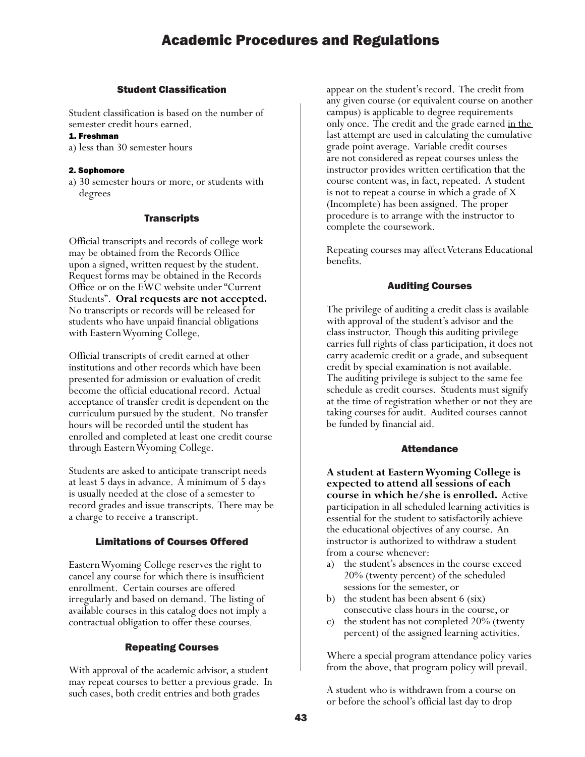# Academic Procedures and Regulations

## Student Classification

Student classification is based on the number of semester credit hours earned.

#### 1. Freshman

a) less than 30 semester hours

#### 2. Sophomore

a) 30 semester hours or more, or students with degrees

## Transcripts

Official transcripts and records of college work may be obtained from the Records Office upon a signed, written request by the student. Request forms may be obtained in the Records Office or on the EWC website under "Current Students". **Oral requests are not accepted.** No transcripts or records will be released for students who have unpaid financial obligations with Eastern Wyoming College.

Official transcripts of credit earned at other institutions and other records which have been presented for admission or evaluation of credit become the official educational record. Actual acceptance of transfer credit is dependent on the curriculum pursued by the student. No transfer hours will be recorded until the student has enrolled and completed at least one credit course through Eastern Wyoming College.

Students are asked to anticipate transcript needs at least 5 days in advance. A minimum of 5 days is usually needed at the close of a semester to record grades and issue transcripts. There may be a charge to receive a transcript.

## Limitations of Courses Offered

Eastern Wyoming College reserves the right to cancel any course for which there is insufficient enrollment. Certain courses are offered irregularly and based on demand. The listing of available courses in this catalog does not imply a contractual obligation to offer these courses.

## Repeating Courses

With approval of the academic advisor, a student may repeat courses to better a previous grade. In such cases, both credit entries and both grades appear on the student's record. The credit from any given course (or equivalent course on another campus) is applicable to degree requirements only once. The credit and the grade earned in the last attempt are used in calculating the cumulative grade point average. Variable credit courses are not considered as repeat courses unless the instructor provides written certification that the course content was, in fact, repeated. A student is not to repeat a course in which a grade of X (Incomplete) has been assigned. The proper procedure is to arrange with the instructor to complete the coursework.

Repeating courses may affect Veterans Educational benefits.

## Auditing Courses

The privilege of auditing a credit class is available with approval of the student's advisor and the class instructor. Though this auditing privilege carries full rights of class participation, it does not carry academic credit or a grade, and subsequent credit by special examination is not available. The auditing privilege is subject to the same fee schedule as credit courses. Students must signify at the time of registration whether or not they are taking courses for audit. Audited courses cannot be funded by financial aid.

## Attendance

**A student at Eastern Wyoming College is expected to attend all sessions of each course in which he/she is enrolled.** Active participation in all scheduled learning activities is essential for the student to satisfactorily achieve the educational objectives of any course. An instructor is authorized to withdraw a student from a course whenever:

a) the student's absences in the course exceed 20% (twenty percent) of the scheduled sessions for the semester, or
b) the student has been absent 6 (six) consecutive class hours in the course, or
c) the student has not completed 20% (twenty percent) of the assigned learning activities.

Where a special program attendance policy varies from the above, that program policy will prevail.

A student who is withdrawn from a course on or before the school's official last day to drop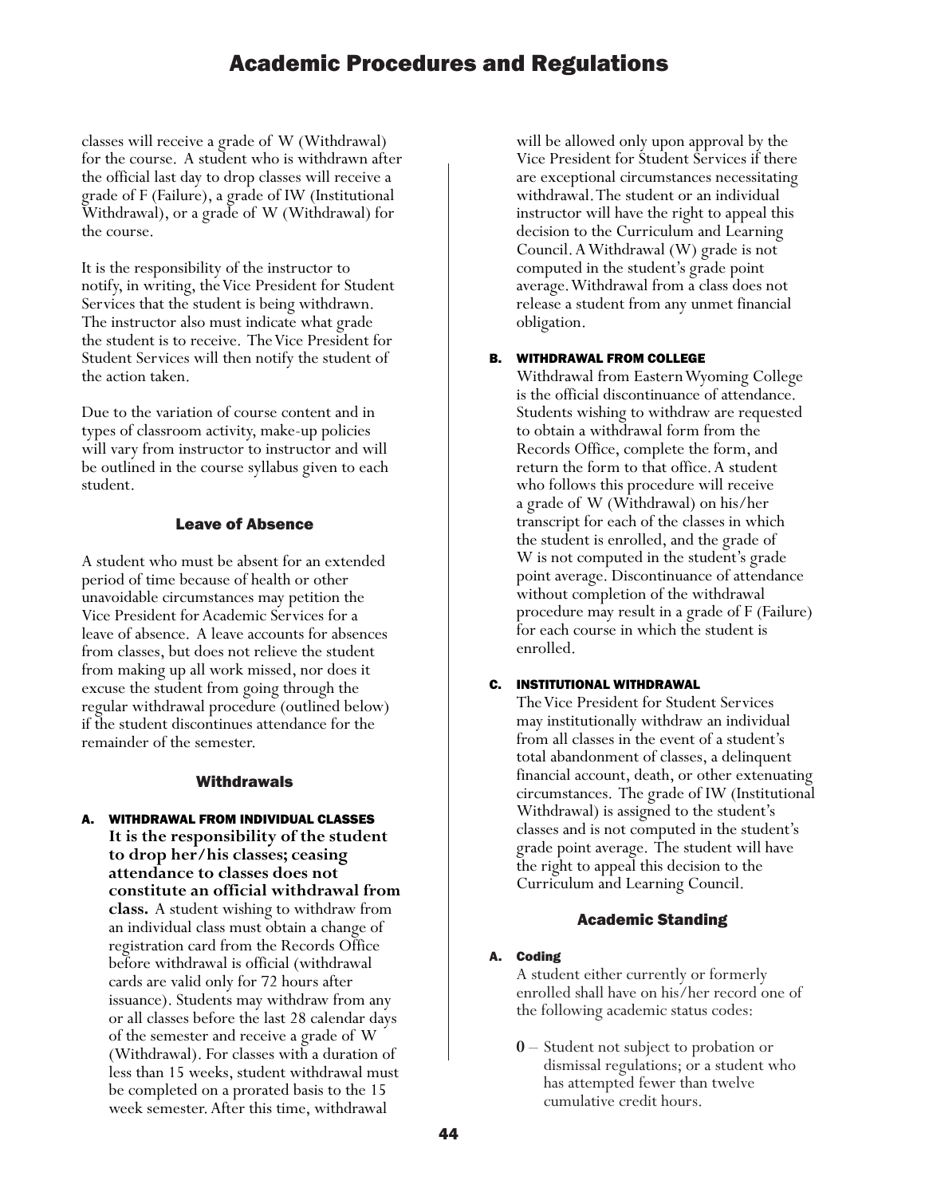classes will receive a grade of W (Withdrawal) for the course. A student who is withdrawn after the official last day to drop classes will receive a grade of F (Failure), a grade of IW (Institutional Withdrawal), or a grade of W (Withdrawal) for the course.

It is the responsibility of the instructor to notify, in writing, the Vice President for Student Services that the student is being withdrawn. The instructor also must indicate what grade the student is to receive. The Vice President for Student Services will then notify the student of the action taken.

Due to the variation of course content and in types of classroom activity, make-up policies will vary from instructor to instructor and will be outlined in the course syllabus given to each student.

### Leave of Absence

A student who must be absent for an extended period of time because of health or other unavoidable circumstances may petition the Vice President for Academic Services for a leave of absence. A leave accounts for absences from classes, but does not relieve the student from making up all work missed, nor does it excuse the student from going through the regular withdrawal procedure (outlined below) if the student discontinues attendance for the remainder of the semester.

### Withdrawals

**A. WITHDRAWAL FROM INDIVIDUAL CLASSES**

**It is the responsibility of the student to drop her/his classes; ceasing attendance to classes does not constitute an official withdrawal from class.** A student wishing to withdraw from an individual class must obtain a change of registration card from the Records Office before withdrawal is official (withdrawal cards are valid only for 72 hours after issuance). Students may withdraw from any or all classes before the last 28 calendar days of the semester and receive a grade of W (Withdrawal). For classes with a duration of less than 15 weeks, student withdrawal must be completed on a prorated basis to the 15 week semester. After this time, withdrawal will be allowed only upon approval by the Vice President for Student Services if there are exceptional circumstances necessitating withdrawal. The student or an individual instructor will have the right to appeal this decision to the Curriculum and Learning Council. A Withdrawal (W) grade is not computed in the student's grade point average. Withdrawal from a class does not release a student from any unmet financial obligation.

**B. WITHDRAWAL FROM COLLEGE**

Withdrawal from Eastern Wyoming College is the official discontinuance of attendance. Students wishing to withdraw are requested to obtain a withdrawal form from the Records Office, complete the form, and return the form to that office. A student who follows this procedure will receive a grade of W (Withdrawal) on his/her transcript for each of the classes in which the student is enrolled, and the grade of W is not computed in the student's grade point average. Discontinuance of attendance without completion of the withdrawal procedure may result in a grade of F (Failure) for each course in which the student is enrolled.

**C. INSTITUTIONAL WITHDRAWAL**

The Vice President for Student Services may institutionally withdraw an individual from all classes in the event of a student's total abandonment of classes, a delinquent financial account, death, or other extenuating circumstances. The grade of IW (Institutional Withdrawal) is assigned to the student's classes and is not computed in the student's grade point average. The student will have the right to appeal this decision to the Curriculum and Learning Council.

### Academic Standing

**A. Coding**

A student either currently or formerly enrolled shall have on his/her record one of the following academic status codes:

- **0** – Student not subject to probation or dismissal regulations; or a student who has attempted fewer than twelve cumulative credit hours.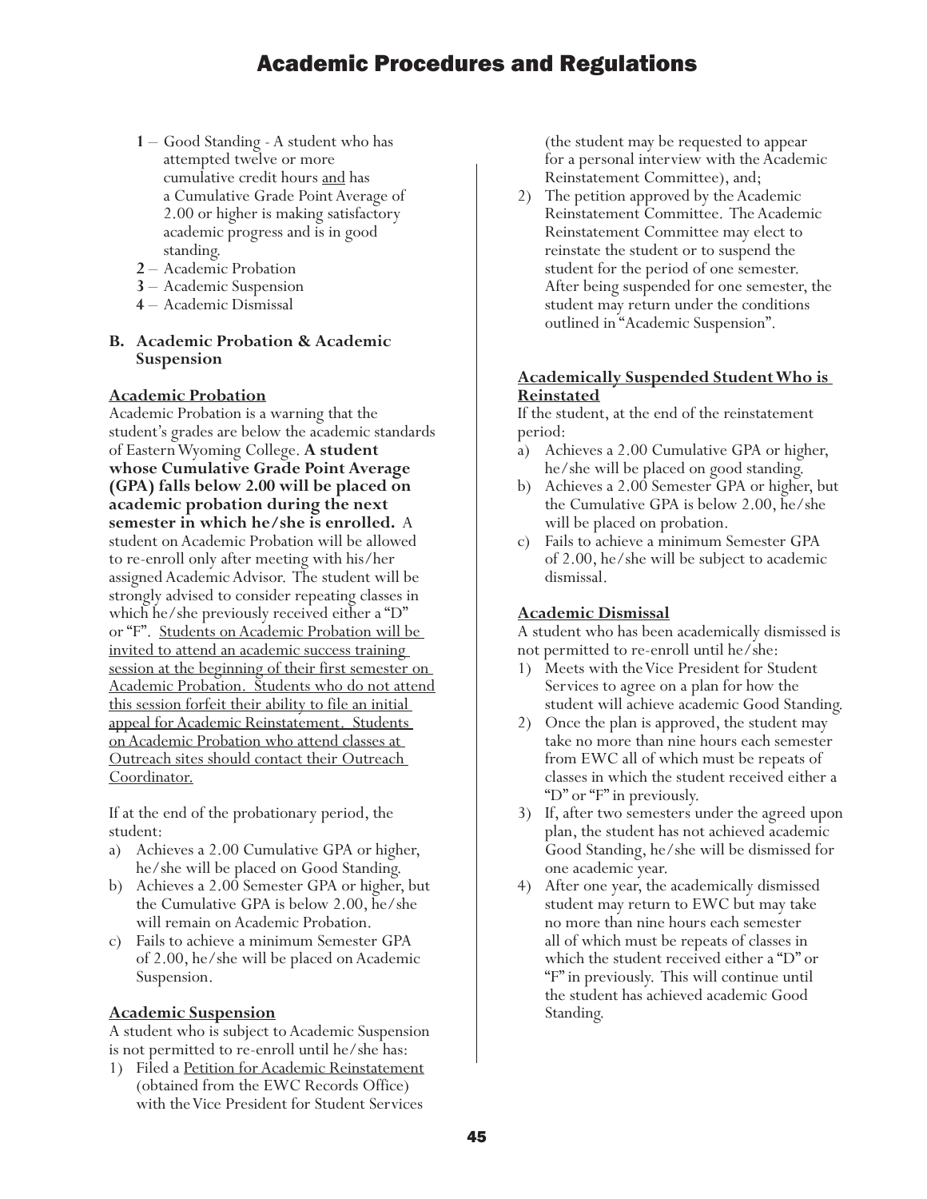**1** – Good Standing - A student who has attempted twelve or more cumulative credit hours <u>and</u> has a Cumulative Grade Point Average of 2.00 or higher is making satisfactory academic progress and is in good standing.

**2** – Academic Probation

**3** – Academic Suspension

**4** – Academic Dismissal

### B. Academic Probation & Academic Suspension

**<u>Academic Probation</u>**

Academic Probation is a warning that the student's grades are below the academic standards of Eastern Wyoming College. **A student whose Cumulative Grade Point Average (GPA) falls below 2.00 will be placed on academic probation during the next semester in which he/she is enrolled.** A student on Academic Probation will be allowed to re-enroll only after meeting with his/her assigned Academic Advisor. The student will be strongly advised to consider repeating classes in which he/she previously received either a "D" or "F". <u>Students on Academic Probation will be invited to attend an academic success training session at the beginning of their first semester on Academic Probation. Students who do not attend this session forfeit their ability to file an initial appeal for Academic Reinstatement. Students on Academic Probation who attend classes at Outreach sites should contact their Outreach Coordinator.</u>

If at the end of the probationary period, the student:

a) Achieves a 2.00 Cumulative GPA or higher, he/she will be placed on Good Standing.
b) Achieves a 2.00 Semester GPA or higher, but the Cumulative GPA is below 2.00, he/she will remain on Academic Probation.
c) Fails to achieve a minimum Semester GPA of 2.00, he/she will be placed on Academic Suspension.

**<u>Academic Suspension</u>**

A student who is subject to Academic Suspension is not permitted to re-enroll until he/she has:

1) Filed a <u>Petition for Academic Reinstatement</u> (obtained from the EWC Records Office) with the Vice President for Student Services (the student may be requested to appear for a personal interview with the Academic Reinstatement Committee), and;
2) The petition approved by the Academic Reinstatement Committee. The Academic Reinstatement Committee may elect to reinstate the student or to suspend the student for the period of one semester. After being suspended for one semester, the student may return under the conditions outlined in "Academic Suspension".

**<u>Academically Suspended Student Who is Reinstated</u>**

If the student, at the end of the reinstatement period:

a) Achieves a 2.00 Cumulative GPA or higher, he/she will be placed on good standing.
b) Achieves a 2.00 Semester GPA or higher, but the Cumulative GPA is below 2.00, he/she will be placed on probation.
c) Fails to achieve a minimum Semester GPA of 2.00, he/she will be subject to academic dismissal.

**<u>Academic Dismissal</u>**

A student who has been academically dismissed is not permitted to re-enroll until he/she:

1) Meets with the Vice President for Student Services to agree on a plan for how the student will achieve academic Good Standing.
2) Once the plan is approved, the student may take no more than nine hours each semester from EWC all of which must be repeats of classes in which the student received either a "D" or "F" in previously.
3) If, after two semesters under the agreed upon plan, the student has not achieved academic Good Standing, he/she will be dismissed for one academic year.
4) After one year, the academically dismissed student may return to EWC but may take no more than nine hours each semester all of which must be repeats of classes in which the student received either a "D" or "F" in previously. This will continue until the student has achieved academic Good Standing.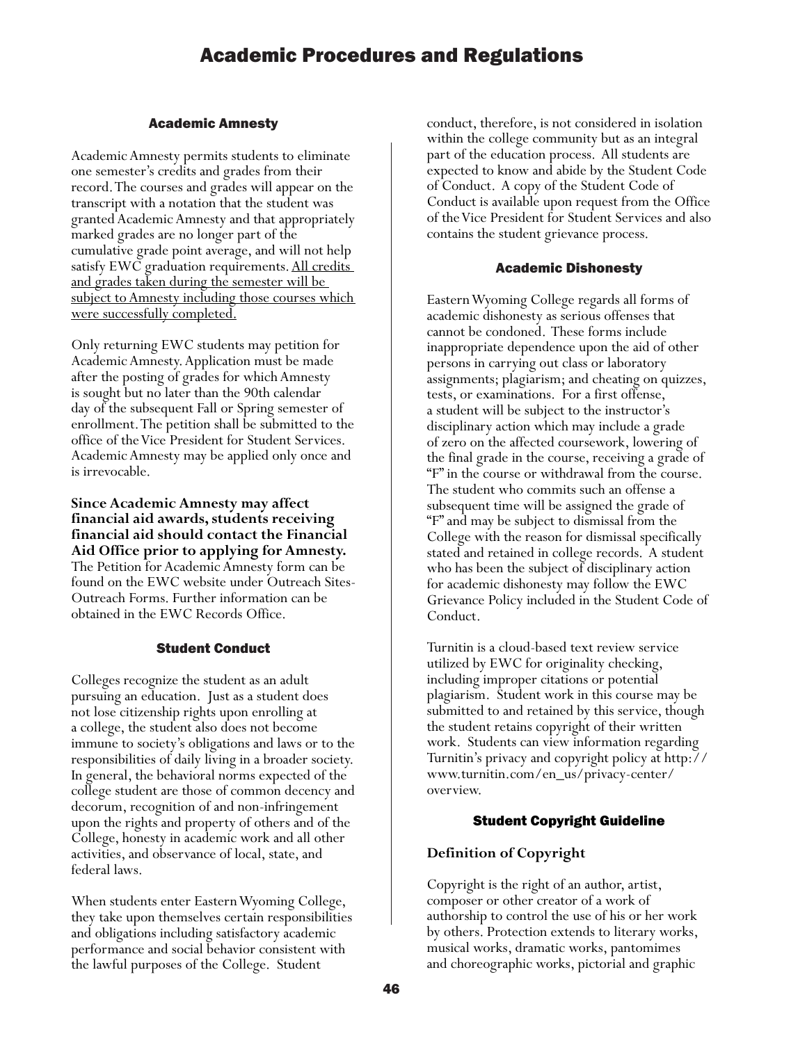# Academic Procedures and Regulations

### Academic Amnesty

Academic Amnesty permits students to eliminate one semester's credits and grades from their record. The courses and grades will appear on the transcript with a notation that the student was granted Academic Amnesty and that appropriately marked grades are no longer part of the cumulative grade point average, and will not help satisfy EWC graduation requirements. <u>All credits and grades taken during the semester will be subject to Amnesty including those courses which were successfully completed.</u>

Only returning EWC students may petition for Academic Amnesty. Application must be made after the posting of grades for which Amnesty is sought but no later than the 90th calendar day of the subsequent Fall or Spring semester of enrollment. The petition shall be submitted to the office of the Vice President for Student Services. Academic Amnesty may be applied only once and is irrevocable.

**Since Academic Amnesty may affect financial aid awards, students receiving financial aid should contact the Financial Aid Office prior to applying for Amnesty.** The Petition for Academic Amnesty form can be found on the EWC website under Outreach Sites-Outreach Forms. Further information can be obtained in the EWC Records Office.

### Student Conduct

Colleges recognize the student as an adult pursuing an education. Just as a student does not lose citizenship rights upon enrolling at a college, the student also does not become immune to society's obligations and laws or to the responsibilities of daily living in a broader society. In general, the behavioral norms expected of the college student are those of common decency and decorum, recognition of and non-infringement upon the rights and property of others and of the College, honesty in academic work and all other activities, and observance of local, state, and federal laws.

When students enter Eastern Wyoming College, they take upon themselves certain responsibilities and obligations including satisfactory academic performance and social behavior consistent with the lawful purposes of the College. Student conduct, therefore, is not considered in isolation within the college community but as an integral part of the education process. All students are expected to know and abide by the Student Code of Conduct. A copy of the Student Code of Conduct is available upon request from the Office of the Vice President for Student Services and also contains the student grievance process.

### Academic Dishonesty

Eastern Wyoming College regards all forms of academic dishonesty as serious offenses that cannot be condoned. These forms include inappropriate dependence upon the aid of other persons in carrying out class or laboratory assignments; plagiarism; and cheating on quizzes, tests, or examinations. For a first offense, a student will be subject to the instructor's disciplinary action which may include a grade of zero on the affected coursework, lowering of the final grade in the course, receiving a grade of "F" in the course or withdrawal from the course. The student who commits such an offense a subsequent time will be assigned the grade of "F" and may be subject to dismissal from the College with the reason for dismissal specifically stated and retained in college records. A student who has been the subject of disciplinary action for academic dishonesty may follow the EWC Grievance Policy included in the Student Code of Conduct.

Turnitin is a cloud-based text review service utilized by EWC for originality checking, including improper citations or potential plagiarism. Student work in this course may be submitted to and retained by this service, though the student retains copyright of their written work. Students can view information regarding Turnitin's privacy and copyright policy at http://www.turnitin.com/en_us/privacy-center/overview.

### Student Copyright Guideline

#### Definition of Copyright

Copyright is the right of an author, artist, composer or other creator of a work of authorship to control the use of his or her work by others. Protection extends to literary works, musical works, dramatic works, pantomimes and choreographic works, pictorial and graphic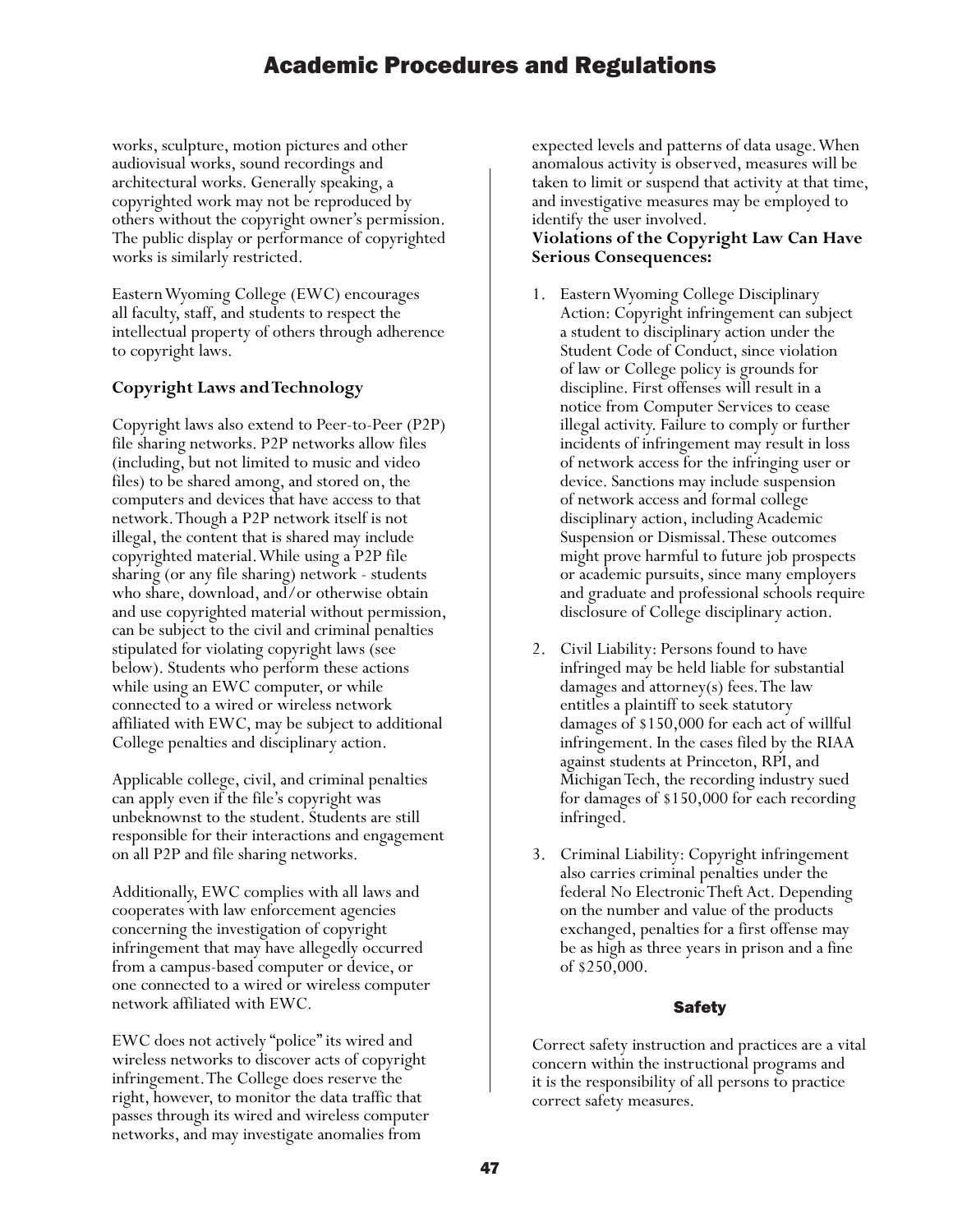works, sculpture, motion pictures and other audiovisual works, sound recordings and architectural works. Generally speaking, a copyrighted work may not be reproduced by others without the copyright owner's permission. The public display or performance of copyrighted works is similarly restricted.

Eastern Wyoming College (EWC) encourages all faculty, staff, and students to respect the intellectual property of others through adherence to copyright laws.

### Copyright Laws and Technology

Copyright laws also extend to Peer-to-Peer (P2P) file sharing networks. P2P networks allow files (including, but not limited to music and video files) to be shared among, and stored on, the computers and devices that have access to that network. Though a P2P network itself is not illegal, the content that is shared may include copyrighted material. While using a P2P file sharing (or any file sharing) network - students who share, download, and/or otherwise obtain and use copyrighted material without permission, can be subject to the civil and criminal penalties stipulated for violating copyright laws (see below). Students who perform these actions while using an EWC computer, or while connected to a wired or wireless network affiliated with EWC, may be subject to additional College penalties and disciplinary action.

Applicable college, civil, and criminal penalties can apply even if the file's copyright was unbeknownst to the student. Students are still responsible for their interactions and engagement on all P2P and file sharing networks.

Additionally, EWC complies with all laws and cooperates with law enforcement agencies concerning the investigation of copyright infringement that may have allegedly occurred from a campus-based computer or device, or one connected to a wired or wireless computer network affiliated with EWC.

EWC does not actively "police" its wired and wireless networks to discover acts of copyright infringement. The College does reserve the right, however, to monitor the data traffic that passes through its wired and wireless computer networks, and may investigate anomalies from expected levels and patterns of data usage. When anomalous activity is observed, measures will be taken to limit or suspend that activity at that time, and investigative measures may be employed to identify the user involved.

**Violations of the Copyright Law Can Have Serious Consequences:**

1. Eastern Wyoming College Disciplinary Action: Copyright infringement can subject a student to disciplinary action under the Student Code of Conduct, since violation of law or College policy is grounds for discipline. First offenses will result in a notice from Computer Services to cease illegal activity. Failure to comply or further incidents of infringement may result in loss of network access for the infringing user or device. Sanctions may include suspension of network access and formal college disciplinary action, including Academic Suspension or Dismissal. These outcomes might prove harmful to future job prospects or academic pursuits, since many employers and graduate and professional schools require disclosure of College disciplinary action.

2. Civil Liability: Persons found to have infringed may be held liable for substantial damages and attorney(s) fees. The law entitles a plaintiff to seek statutory damages of $150,000 for each act of willful infringement. In the cases filed by the RIAA against students at Princeton, RPI, and Michigan Tech, the recording industry sued for damages of $150,000 for each recording infringed.

3. Criminal Liability: Copyright infringement also carries criminal penalties under the federal No Electronic Theft Act. Depending on the number and value of the products exchanged, penalties for a first offense may be as high as three years in prison and a fine of $250,000.

## Safety

Correct safety instruction and practices are a vital concern within the instructional programs and it is the responsibility of all persons to practice correct safety measures.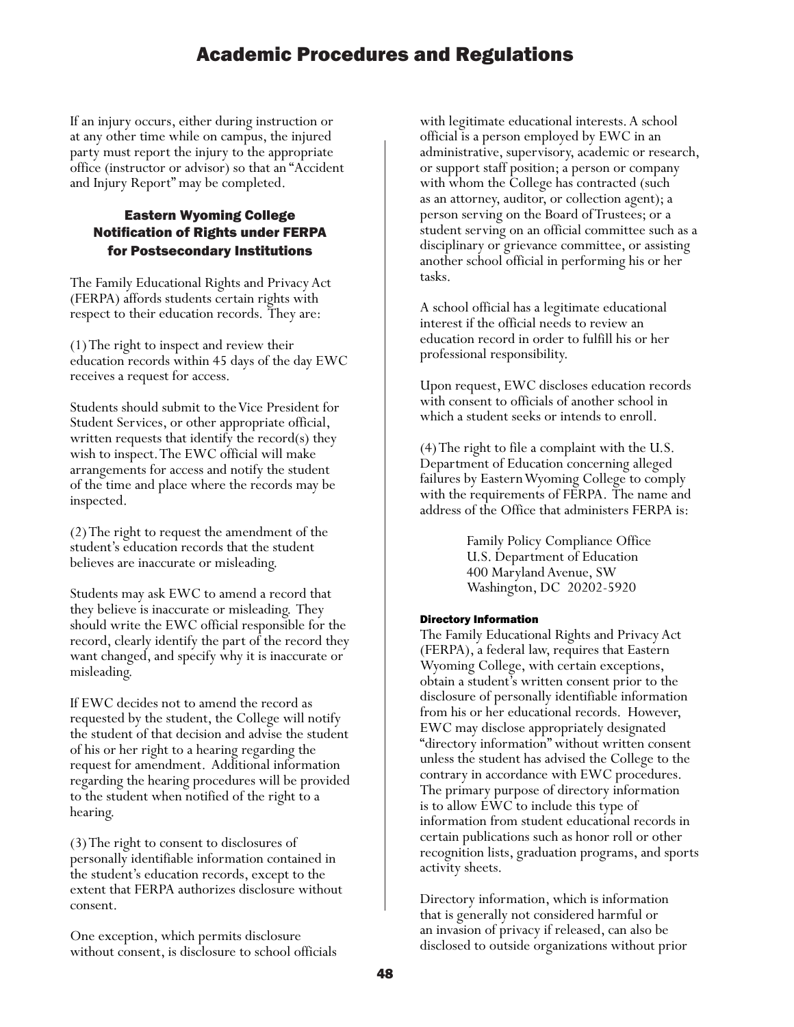If an injury occurs, either during instruction or at any other time while on campus, the injured party must report the injury to the appropriate office (instructor or advisor) so that an "Accident and Injury Report" may be completed.

### Eastern Wyoming College Notification of Rights under FERPA for Postsecondary Institutions

The Family Educational Rights and Privacy Act (FERPA) affords students certain rights with respect to their education records. They are:

(1) The right to inspect and review their education records within 45 days of the day EWC receives a request for access.

Students should submit to the Vice President for Student Services, or other appropriate official, written requests that identify the record(s) they wish to inspect. The EWC official will make arrangements for access and notify the student of the time and place where the records may be inspected.

(2) The right to request the amendment of the student's education records that the student believes are inaccurate or misleading.

Students may ask EWC to amend a record that they believe is inaccurate or misleading. They should write the EWC official responsible for the record, clearly identify the part of the record they want changed, and specify why it is inaccurate or misleading.

If EWC decides not to amend the record as requested by the student, the College will notify the student of that decision and advise the student of his or her right to a hearing regarding the request for amendment. Additional information regarding the hearing procedures will be provided to the student when notified of the right to a hearing.

(3) The right to consent to disclosures of personally identifiable information contained in the student's education records, except to the extent that FERPA authorizes disclosure without consent.

One exception, which permits disclosure without consent, is disclosure to school officials with legitimate educational interests. A school official is a person employed by EWC in an administrative, supervisory, academic or research, or support staff position; a person or company with whom the College has contracted (such as an attorney, auditor, or collection agent); a person serving on the Board of Trustees; or a student serving on an official committee such as a disciplinary or grievance committee, or assisting another school official in performing his or her tasks.

A school official has a legitimate educational interest if the official needs to review an education record in order to fulfill his or her professional responsibility.

Upon request, EWC discloses education records with consent to officials of another school in which a student seeks or intends to enroll.

(4) The right to file a complaint with the U.S. Department of Education concerning alleged failures by Eastern Wyoming College to comply with the requirements of FERPA. The name and address of the Office that administers FERPA is:

Family Policy Compliance Office
U.S. Department of Education
400 Maryland Avenue, SW
Washington, DC 20202-5920

#### Directory Information

The Family Educational Rights and Privacy Act (FERPA), a federal law, requires that Eastern Wyoming College, with certain exceptions, obtain a student's written consent prior to the disclosure of personally identifiable information from his or her educational records. However, EWC may disclose appropriately designated "directory information" without written consent unless the student has advised the College to the contrary in accordance with EWC procedures. The primary purpose of directory information is to allow EWC to include this type of information from student educational records in certain publications such as honor roll or other recognition lists, graduation programs, and sports activity sheets.

Directory information, which is information that is generally not considered harmful or an invasion of privacy if released, can also be disclosed to outside organizations without prior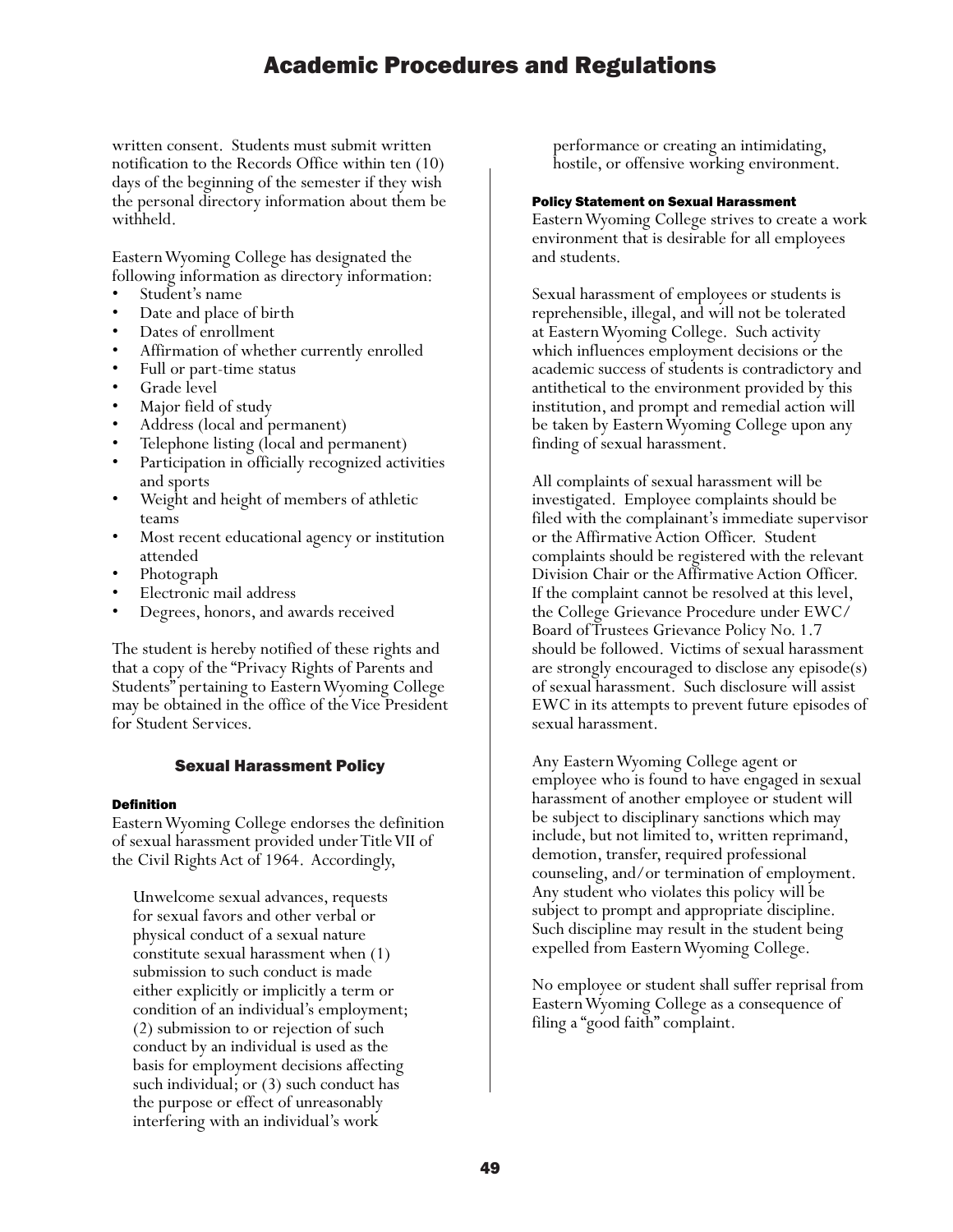written consent. Students must submit written notification to the Records Office within ten (10) days of the beginning of the semester if they wish the personal directory information about them be withheld.

Eastern Wyoming College has designated the following information as directory information:

- Student's name
- Date and place of birth
- Dates of enrollment
- Affirmation of whether currently enrolled
- Full or part-time status
- Grade level
- Major field of study
- Address (local and permanent)
- Telephone listing (local and permanent)
- Participation in officially recognized activities and sports
- Weight and height of members of athletic teams
- Most recent educational agency or institution attended
- Photograph
- Electronic mail address
- Degrees, honors, and awards received

The student is hereby notified of these rights and that a copy of the "Privacy Rights of Parents and Students" pertaining to Eastern Wyoming College may be obtained in the office of the Vice President for Student Services.

## Sexual Harassment Policy

### Definition

Eastern Wyoming College endorses the definition of sexual harassment provided under Title VII of the Civil Rights Act of 1964. Accordingly,

> Unwelcome sexual advances, requests for sexual favors and other verbal or physical conduct of a sexual nature constitute sexual harassment when (1) submission to such conduct is made either explicitly or implicitly a term or condition of an individual's employment; (2) submission to or rejection of such conduct by an individual is used as the basis for employment decisions affecting such individual; or (3) such conduct has the purpose or effect of unreasonably interfering with an individual's work performance or creating an intimidating, hostile, or offensive working environment.

### Policy Statement on Sexual Harassment

Eastern Wyoming College strives to create a work environment that is desirable for all employees and students.

Sexual harassment of employees or students is reprehensible, illegal, and will not be tolerated at Eastern Wyoming College. Such activity which influences employment decisions or the academic success of students is contradictory and antithetical to the environment provided by this institution, and prompt and remedial action will be taken by Eastern Wyoming College upon any finding of sexual harassment.

All complaints of sexual harassment will be investigated. Employee complaints should be filed with the complainant's immediate supervisor or the Affirmative Action Officer. Student complaints should be registered with the relevant Division Chair or the Affirmative Action Officer. If the complaint cannot be resolved at this level, the College Grievance Procedure under EWC/ Board of Trustees Grievance Policy No. 1.7 should be followed. Victims of sexual harassment are strongly encouraged to disclose any episode(s) of sexual harassment. Such disclosure will assist EWC in its attempts to prevent future episodes of sexual harassment.

Any Eastern Wyoming College agent or employee who is found to have engaged in sexual harassment of another employee or student will be subject to disciplinary sanctions which may include, but not limited to, written reprimand, demotion, transfer, required professional counseling, and/or termination of employment. Any student who violates this policy will be subject to prompt and appropriate discipline. Such discipline may result in the student being expelled from Eastern Wyoming College.

No employee or student shall suffer reprisal from Eastern Wyoming College as a consequence of filing a "good faith" complaint.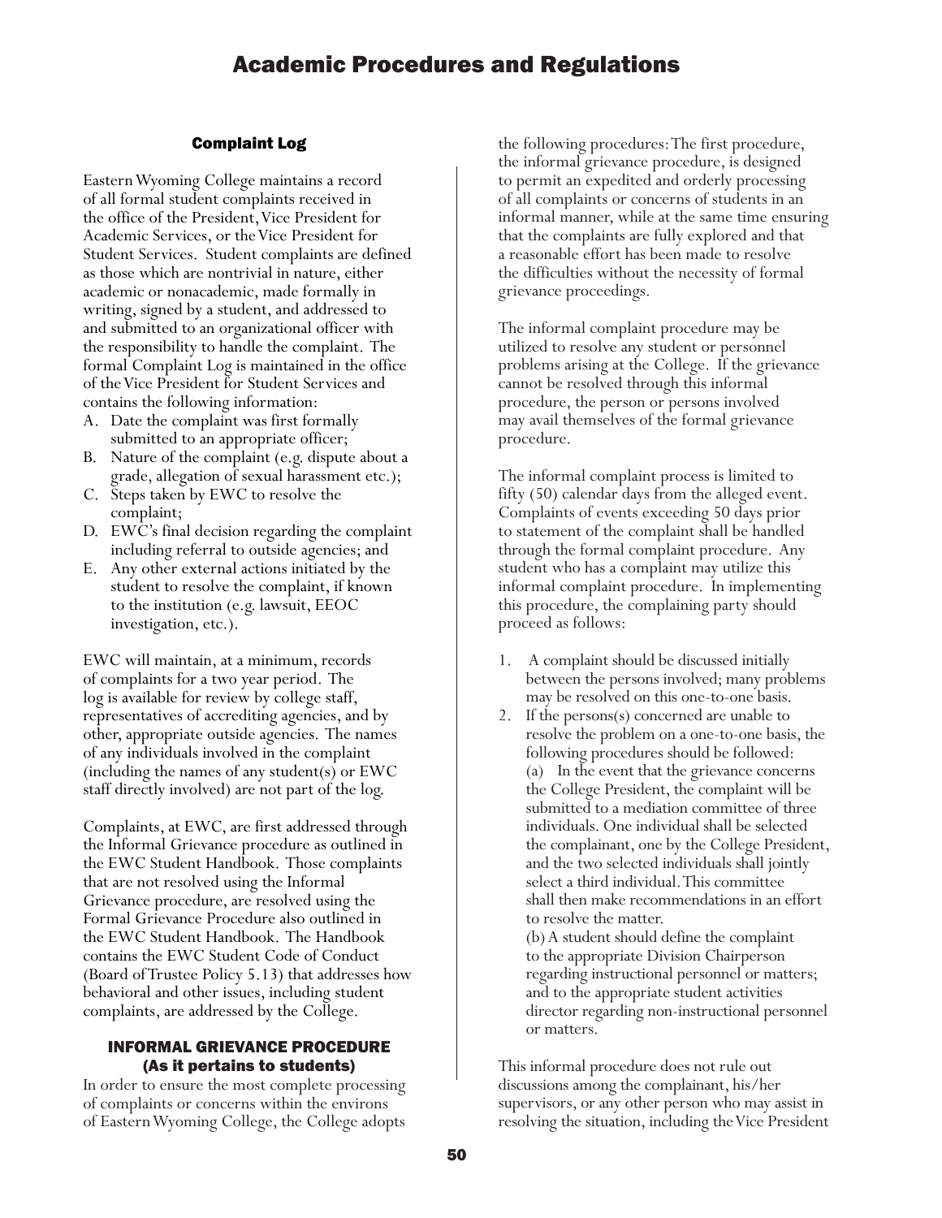### Complaint Log

Eastern Wyoming College maintains a record of all formal student complaints received in the office of the President, Vice President for Academic Services, or the Vice President for Student Services. Student complaints are defined as those which are nontrivial in nature, either academic or nonacademic, made formally in writing, signed by a student, and addressed to and submitted to an organizational officer with the responsibility to handle the complaint. The formal Complaint Log is maintained in the office of the Vice President for Student Services and contains the following information:

A. Date the complaint was first formally submitted to an appropriate officer;
B. Nature of the complaint (e.g. dispute about a grade, allegation of sexual harassment etc.);
C. Steps taken by EWC to resolve the complaint;
D. EWC's final decision regarding the complaint including referral to outside agencies; and
E. Any other external actions initiated by the student to resolve the complaint, if known to the institution (e.g. lawsuit, EEOC investigation, etc.).

EWC will maintain, at a minimum, records of complaints for a two year period. The log is available for review by college staff, representatives of accrediting agencies, and by other, appropriate outside agencies. The names of any individuals involved in the complaint (including the names of any student(s) or EWC staff directly involved) are not part of the log.

Complaints, at EWC, are first addressed through the Informal Grievance procedure as outlined in the EWC Student Handbook. Those complaints that are not resolved using the Informal Grievance procedure, are resolved using the Formal Grievance Procedure also outlined in the EWC Student Handbook. The Handbook contains the EWC Student Code of Conduct (Board of Trustee Policy 5.13) that addresses how behavioral and other issues, including student complaints, are addressed by the College.

### INFORMAL GRIEVANCE PROCEDURE (As it pertains to students)

In order to ensure the most complete processing of complaints or concerns within the environs of Eastern Wyoming College, the College adopts the following procedures: The first procedure, the informal grievance procedure, is designed to permit an expedited and orderly processing of all complaints or concerns of students in an informal manner, while at the same time ensuring that the complaints are fully explored and that a reasonable effort has been made to resolve the difficulties without the necessity of formal grievance proceedings.

The informal complaint procedure may be utilized to resolve any student or personnel problems arising at the College. If the grievance cannot be resolved through this informal procedure, the person or persons involved may avail themselves of the formal grievance procedure.

The informal complaint process is limited to fifty (50) calendar days from the alleged event. Complaints of events exceeding 50 days prior to statement of the complaint shall be handled through the formal complaint procedure. Any student who has a complaint may utilize this informal complaint procedure. In implementing this procedure, the complaining party should proceed as follows:

1. A complaint should be discussed initially between the persons involved; many problems may be resolved on this one-to-one basis.
2. If the persons(s) concerned are unable to resolve the problem on a one-to-one basis, the following procedures should be followed:
   (a) In the event that the grievance concerns the College President, the complaint will be submitted to a mediation committee of three individuals. One individual shall be selected the complainant, one by the College President, and the two selected individuals shall jointly select a third individual. This committee shall then make recommendations in an effort to resolve the matter.
   (b) A student should define the complaint to the appropriate Division Chairperson regarding instructional personnel or matters; and to the appropriate student activities director regarding non-instructional personnel or matters.

This informal procedure does not rule out discussions among the complainant, his/her supervisors, or any other person who may assist in resolving the situation, including the Vice President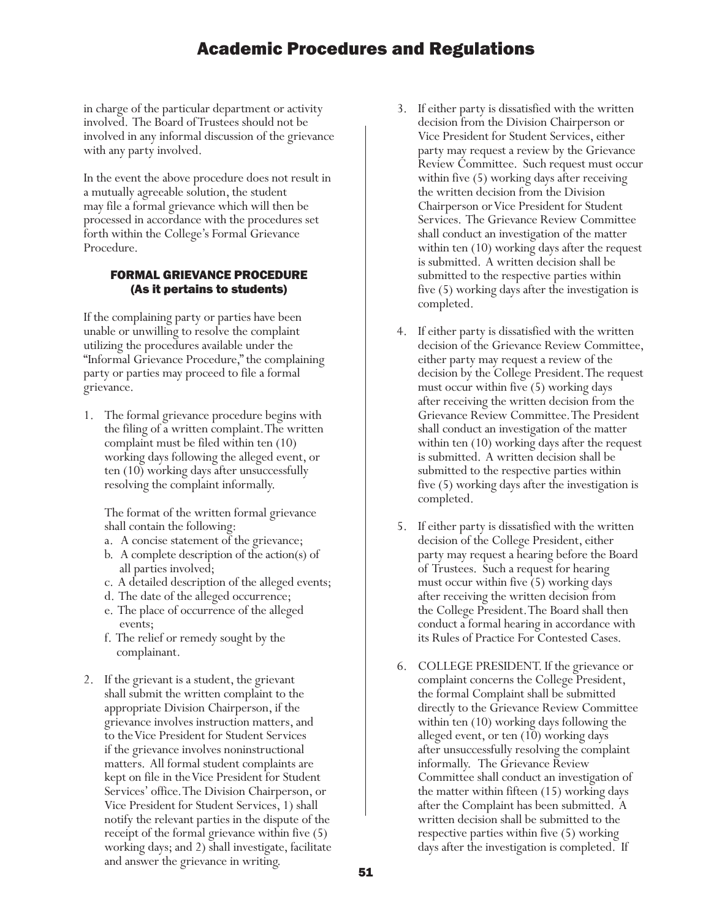in charge of the particular department or activity involved. The Board of Trustees should not be involved in any informal discussion of the grievance with any party involved.

In the event the above procedure does not result in a mutually agreeable solution, the student may file a formal grievance which will then be processed in accordance with the procedures set forth within the College's Formal Grievance Procedure.

### FORMAL GRIEVANCE PROCEDURE (As it pertains to students)

If the complaining party or parties have been unable or unwilling to resolve the complaint utilizing the procedures available under the "Informal Grievance Procedure," the complaining party or parties may proceed to file a formal grievance.

1. The formal grievance procedure begins with the filing of a written complaint. The written complaint must be filed within ten (10) working days following the alleged event, or ten (10) working days after unsuccessfully resolving the complaint informally.

   The format of the written formal grievance shall contain the following:
   a. A concise statement of the grievance;
   b. A complete description of the action(s) of all parties involved;
   c. A detailed description of the alleged events;
   d. The date of the alleged occurrence;
   e. The place of occurrence of the alleged events;
   f. The relief or remedy sought by the complainant.

2. If the grievant is a student, the grievant shall submit the written complaint to the appropriate Division Chairperson, if the grievance involves instruction matters, and to the Vice President for Student Services if the grievance involves noninstructional matters. All formal student complaints are kept on file in the Vice President for Student Services' office. The Division Chairperson, or Vice President for Student Services, 1) shall notify the relevant parties in the dispute of the receipt of the formal grievance within five (5) working days; and 2) shall investigate, facilitate and answer the grievance in writing.

3. If either party is dissatisfied with the written decision from the Division Chairperson or Vice President for Student Services, either party may request a review by the Grievance Review Committee. Such request must occur within five (5) working days after receiving the written decision from the Division Chairperson or Vice President for Student Services. The Grievance Review Committee shall conduct an investigation of the matter within ten (10) working days after the request is submitted. A written decision shall be submitted to the respective parties within five (5) working days after the investigation is completed.

4. If either party is dissatisfied with the written decision of the Grievance Review Committee, either party may request a review of the decision by the College President. The request must occur within five (5) working days after receiving the written decision from the Grievance Review Committee. The President shall conduct an investigation of the matter within ten (10) working days after the request is submitted. A written decision shall be submitted to the respective parties within five (5) working days after the investigation is completed.

5. If either party is dissatisfied with the written decision of the College President, either party may request a hearing before the Board of Trustees. Such a request for hearing must occur within five (5) working days after receiving the written decision from the College President. The Board shall then conduct a formal hearing in accordance with its Rules of Practice For Contested Cases.

6. COLLEGE PRESIDENT. If the grievance or complaint concerns the College President, the formal Complaint shall be submitted directly to the Grievance Review Committee within ten (10) working days following the alleged event, or ten (10) working days after unsuccessfully resolving the complaint informally. The Grievance Review Committee shall conduct an investigation of the matter within fifteen (15) working days after the Complaint has been submitted. A written decision shall be submitted to the respective parties within five (5) working days after the investigation is completed. If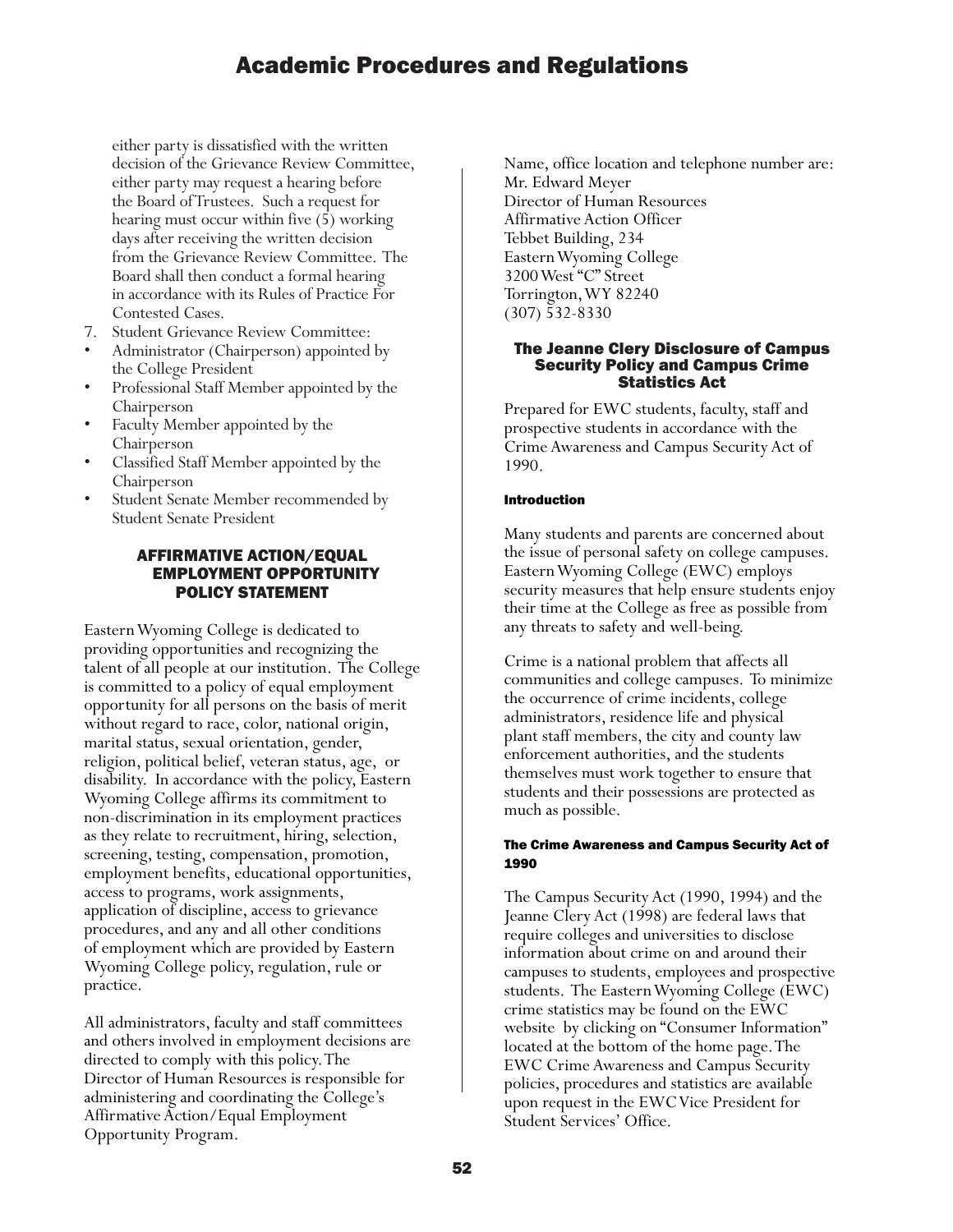either party is dissatisfied with the written decision of the Grievance Review Committee, either party may request a hearing before the Board of Trustees. Such a request for hearing must occur within five (5) working days after receiving the written decision from the Grievance Review Committee. The Board shall then conduct a formal hearing in accordance with its Rules of Practice For Contested Cases.

7. Student Grievance Review Committee:

- Administrator (Chairperson) appointed by the College President
- Professional Staff Member appointed by the Chairperson
- Faculty Member appointed by the Chairperson
- Classified Staff Member appointed by the Chairperson
- Student Senate Member recommended by Student Senate President

## AFFIRMATIVE ACTION/EQUAL EMPLOYMENT OPPORTUNITY POLICY STATEMENT

Eastern Wyoming College is dedicated to providing opportunities and recognizing the talent of all people at our institution. The College is committed to a policy of equal employment opportunity for all persons on the basis of merit without regard to race, color, national origin, marital status, sexual orientation, gender, religion, political belief, veteran status, age, or disability. In accordance with the policy, Eastern Wyoming College affirms its commitment to non-discrimination in its employment practices as they relate to recruitment, hiring, selection, screening, testing, compensation, promotion, employment benefits, educational opportunities, access to programs, work assignments, application of discipline, access to grievance procedures, and any and all other conditions of employment which are provided by Eastern Wyoming College policy, regulation, rule or practice.

All administrators, faculty and staff committees and others involved in employment decisions are directed to comply with this policy. The Director of Human Resources is responsible for administering and coordinating the College's Affirmative Action/Equal Employment Opportunity Program.

Name, office location and telephone number are:
Mr. Edward Meyer
Director of Human Resources
Affirmative Action Officer
Tebbet Building, 234
Eastern Wyoming College
3200 West "C" Street
Torrington, WY 82240
(307) 532-8330

## The Jeanne Clery Disclosure of Campus Security Policy and Campus Crime Statistics Act

Prepared for EWC students, faculty, staff and prospective students in accordance with the Crime Awareness and Campus Security Act of 1990.

### Introduction

Many students and parents are concerned about the issue of personal safety on college campuses. Eastern Wyoming College (EWC) employs security measures that help ensure students enjoy their time at the College as free as possible from any threats to safety and well-being.

Crime is a national problem that affects all communities and college campuses. To minimize the occurrence of crime incidents, college administrators, residence life and physical plant staff members, the city and county law enforcement authorities, and the students themselves must work together to ensure that students and their possessions are protected as much as possible.

### The Crime Awareness and Campus Security Act of 1990

The Campus Security Act (1990, 1994) and the Jeanne Clery Act (1998) are federal laws that require colleges and universities to disclose information about crime on and around their campuses to students, employees and prospective students. The Eastern Wyoming College (EWC) crime statistics may be found on the EWC website by clicking on "Consumer Information" located at the bottom of the home page. The EWC Crime Awareness and Campus Security policies, procedures and statistics are available upon request in the EWC Vice President for Student Services' Office.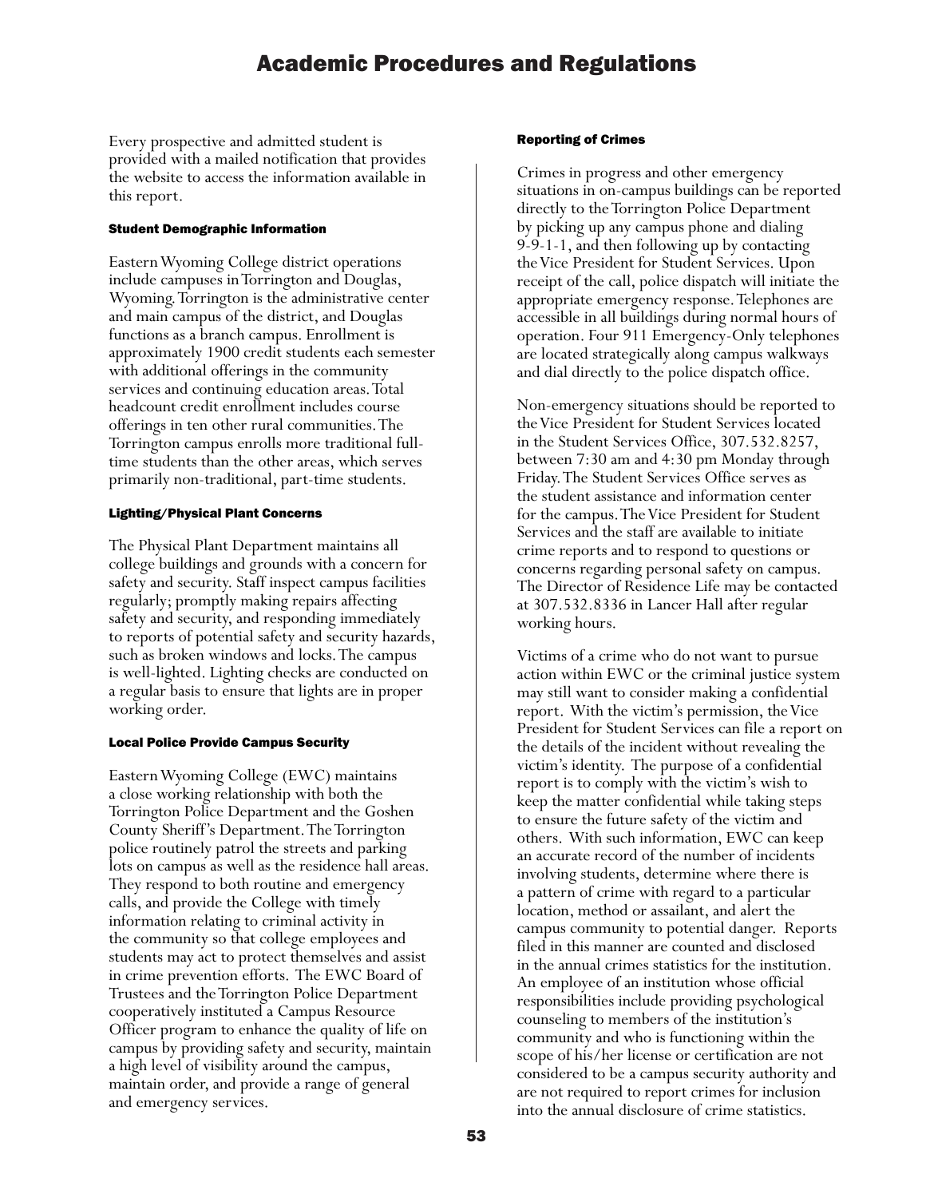Every prospective and admitted student is provided with a mailed notification that provides the website to access the information available in this report.

#### Student Demographic Information

Eastern Wyoming College district operations include campuses in Torrington and Douglas, Wyoming. Torrington is the administrative center and main campus of the district, and Douglas functions as a branch campus. Enrollment is approximately 1900 credit students each semester with additional offerings in the community services and continuing education areas. Total headcount credit enrollment includes course offerings in ten other rural communities. The Torrington campus enrolls more traditional full-time students than the other areas, which serves primarily non-traditional, part-time students.

#### Lighting/Physical Plant Concerns

The Physical Plant Department maintains all college buildings and grounds with a concern for safety and security. Staff inspect campus facilities regularly; promptly making repairs affecting safety and security, and responding immediately to reports of potential safety and security hazards, such as broken windows and locks. The campus is well-lighted. Lighting checks are conducted on a regular basis to ensure that lights are in proper working order.

#### Local Police Provide Campus Security

Eastern Wyoming College (EWC) maintains a close working relationship with both the Torrington Police Department and the Goshen County Sheriff's Department. The Torrington police routinely patrol the streets and parking lots on campus as well as the residence hall areas. They respond to both routine and emergency calls, and provide the College with timely information relating to criminal activity in the community so that college employees and students may act to protect themselves and assist in crime prevention efforts. The EWC Board of Trustees and the Torrington Police Department cooperatively instituted a Campus Resource Officer program to enhance the quality of life on campus by providing safety and security, maintain a high level of visibility around the campus, maintain order, and provide a range of general and emergency services.

#### Reporting of Crimes

Crimes in progress and other emergency situations in on-campus buildings can be reported directly to the Torrington Police Department by picking up any campus phone and dialing 9-9-1-1, and then following up by contacting the Vice President for Student Services. Upon receipt of the call, police dispatch will initiate the appropriate emergency response. Telephones are accessible in all buildings during normal hours of operation. Four 911 Emergency-Only telephones are located strategically along campus walkways and dial directly to the police dispatch office.

Non-emergency situations should be reported to the Vice President for Student Services located in the Student Services Office, 307.532.8257, between 7:30 am and 4:30 pm Monday through Friday. The Student Services Office serves as the student assistance and information center for the campus. The Vice President for Student Services and the staff are available to initiate crime reports and to respond to questions or concerns regarding personal safety on campus. The Director of Residence Life may be contacted at 307.532.8336 in Lancer Hall after regular working hours.

Victims of a crime who do not want to pursue action within EWC or the criminal justice system may still want to consider making a confidential report. With the victim's permission, the Vice President for Student Services can file a report on the details of the incident without revealing the victim's identity. The purpose of a confidential report is to comply with the victim's wish to keep the matter confidential while taking steps to ensure the future safety of the victim and others. With such information, EWC can keep an accurate record of the number of incidents involving students, determine where there is a pattern of crime with regard to a particular location, method or assailant, and alert the campus community to potential danger. Reports filed in this manner are counted and disclosed in the annual crimes statistics for the institution. An employee of an institution whose official responsibilities include providing psychological counseling to members of the institution's community and who is functioning within the scope of his/her license or certification are not considered to be a campus security authority and are not required to report crimes for inclusion into the annual disclosure of crime statistics.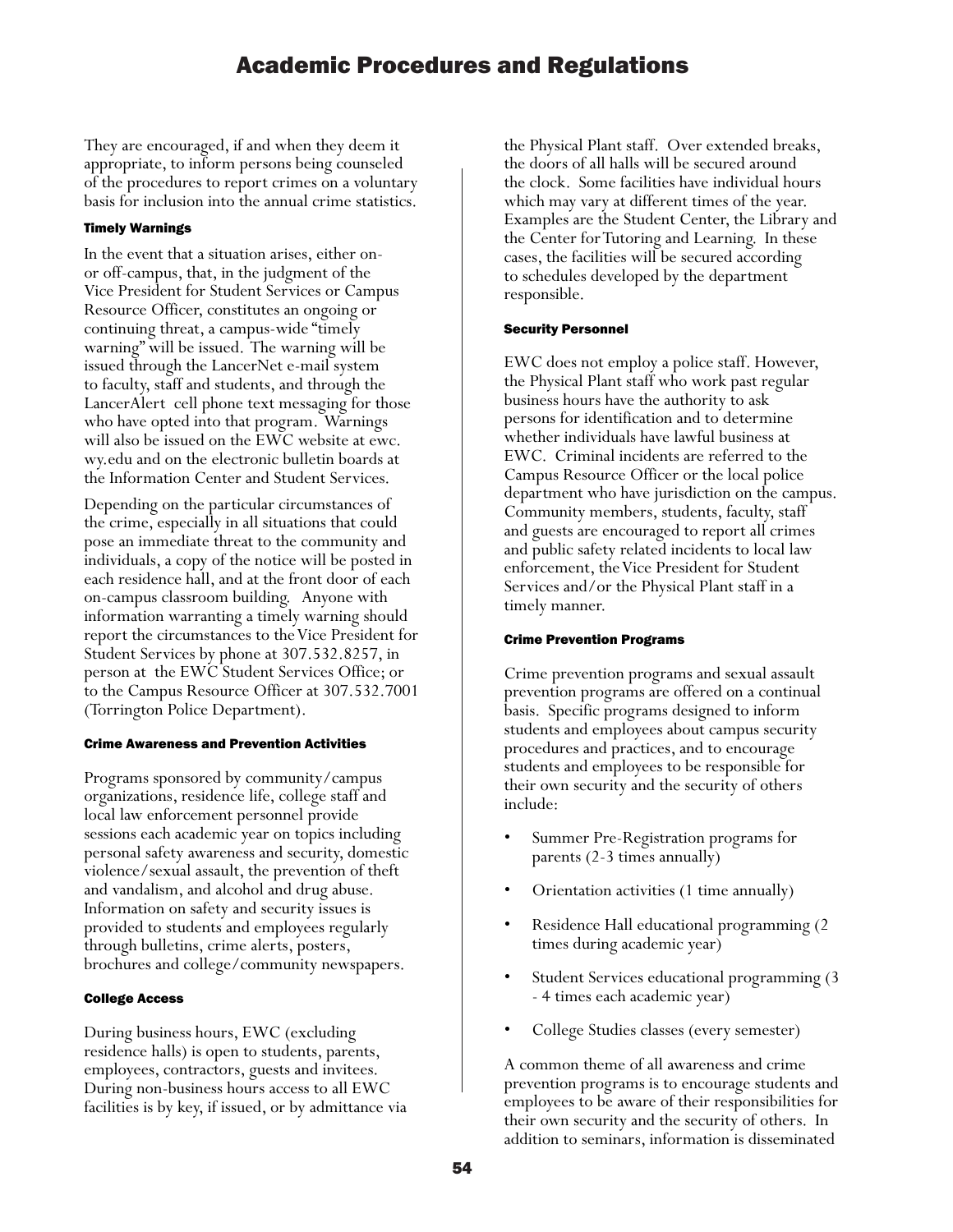They are encouraged, if and when they deem it appropriate, to inform persons being counseled of the procedures to report crimes on a voluntary basis for inclusion into the annual crime statistics.

#### Timely Warnings

In the event that a situation arises, either on- or off-campus, that, in the judgment of the Vice President for Student Services or Campus Resource Officer, constitutes an ongoing or continuing threat, a campus-wide "timely warning" will be issued. The warning will be issued through the LancerNet e-mail system to faculty, staff and students, and through the LancerAlert cell phone text messaging for those who have opted into that program. Warnings will also be issued on the EWC website at ewc.wy.edu and on the electronic bulletin boards at the Information Center and Student Services.

Depending on the particular circumstances of the crime, especially in all situations that could pose an immediate threat to the community and individuals, a copy of the notice will be posted in each residence hall, and at the front door of each on-campus classroom building. Anyone with information warranting a timely warning should report the circumstances to the Vice President for Student Services by phone at 307.532.8257, in person at the EWC Student Services Office; or to the Campus Resource Officer at 307.532.7001 (Torrington Police Department).

#### Crime Awareness and Prevention Activities

Programs sponsored by community/campus organizations, residence life, college staff and local law enforcement personnel provide sessions each academic year on topics including personal safety awareness and security, domestic violence/sexual assault, the prevention of theft and vandalism, and alcohol and drug abuse. Information on safety and security issues is provided to students and employees regularly through bulletins, crime alerts, posters, brochures and college/community newspapers.

#### College Access

During business hours, EWC (excluding residence halls) is open to students, parents, employees, contractors, guests and invitees. During non-business hours access to all EWC facilities is by key, if issued, or by admittance via the Physical Plant staff. Over extended breaks, the doors of all halls will be secured around the clock. Some facilities have individual hours which may vary at different times of the year. Examples are the Student Center, the Library and the Center for Tutoring and Learning. In these cases, the facilities will be secured according to schedules developed by the department responsible.

#### Security Personnel

EWC does not employ a police staff. However, the Physical Plant staff who work past regular business hours have the authority to ask persons for identification and to determine whether individuals have lawful business at EWC. Criminal incidents are referred to the Campus Resource Officer or the local police department who have jurisdiction on the campus. Community members, students, faculty, staff and guests are encouraged to report all crimes and public safety related incidents to local law enforcement, the Vice President for Student Services and/or the Physical Plant staff in a timely manner.

#### Crime Prevention Programs

Crime prevention programs and sexual assault prevention programs are offered on a continual basis. Specific programs designed to inform students and employees about campus security procedures and practices, and to encourage students and employees to be responsible for their own security and the security of others include:

- Summer Pre-Registration programs for parents (2-3 times annually)
- Orientation activities (1 time annually)
- Residence Hall educational programming (2 times during academic year)
- Student Services educational programming (3 - 4 times each academic year)
- College Studies classes (every semester)

A common theme of all awareness and crime prevention programs is to encourage students and employees to be aware of their responsibilities for their own security and the security of others. In addition to seminars, information is disseminated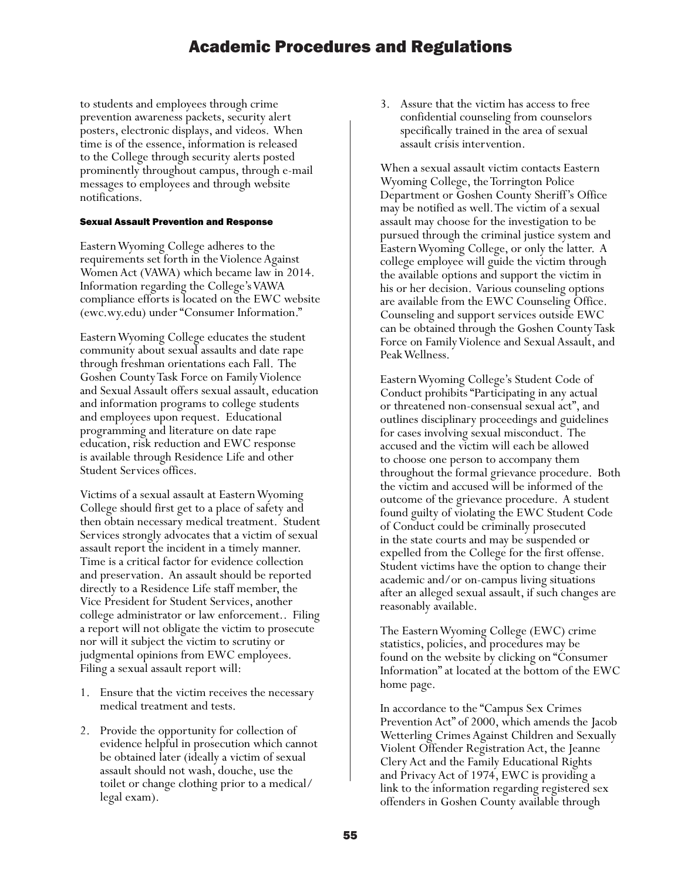to students and employees through crime prevention awareness packets, security alert posters, electronic displays, and videos. When time is of the essence, information is released to the College through security alerts posted prominently throughout campus, through e-mail messages to employees and through website notifications.

#### Sexual Assault Prevention and Response

Eastern Wyoming College adheres to the requirements set forth in the Violence Against Women Act (VAWA) which became law in 2014. Information regarding the College's VAWA compliance efforts is located on the EWC website (ewc.wy.edu) under "Consumer Information."

Eastern Wyoming College educates the student community about sexual assaults and date rape through freshman orientations each Fall. The Goshen County Task Force on Family Violence and Sexual Assault offers sexual assault, education and information programs to college students and employees upon request. Educational programming and literature on date rape education, risk reduction and EWC response is available through Residence Life and other Student Services offices.

Victims of a sexual assault at Eastern Wyoming College should first get to a place of safety and then obtain necessary medical treatment. Student Services strongly advocates that a victim of sexual assault report the incident in a timely manner. Time is a critical factor for evidence collection and preservation. An assault should be reported directly to a Residence Life staff member, the Vice President for Student Services, another college administrator or law enforcement.. Filing a report will not obligate the victim to prosecute nor will it subject the victim to scrutiny or judgmental opinions from EWC employees. Filing a sexual assault report will:

1. Ensure that the victim receives the necessary medical treatment and tests.
2. Provide the opportunity for collection of evidence helpful in prosecution which cannot be obtained later (ideally a victim of sexual assault should not wash, douche, use the toilet or change clothing prior to a medical/legal exam).
3. Assure that the victim has access to free confidential counseling from counselors specifically trained in the area of sexual assault crisis intervention.

When a sexual assault victim contacts Eastern Wyoming College, the Torrington Police Department or Goshen County Sheriff's Office may be notified as well. The victim of a sexual assault may choose for the investigation to be pursued through the criminal justice system and Eastern Wyoming College, or only the latter. A college employee will guide the victim through the available options and support the victim in his or her decision. Various counseling options are available from the EWC Counseling Office. Counseling and support services outside EWC can be obtained through the Goshen County Task Force on Family Violence and Sexual Assault, and Peak Wellness.

Eastern Wyoming College's Student Code of Conduct prohibits "Participating in any actual or threatened non-consensual sexual act", and outlines disciplinary proceedings and guidelines for cases involving sexual misconduct. The accused and the victim will each be allowed to choose one person to accompany them throughout the formal grievance procedure. Both the victim and accused will be informed of the outcome of the grievance procedure. A student found guilty of violating the EWC Student Code of Conduct could be criminally prosecuted in the state courts and may be suspended or expelled from the College for the first offense. Student victims have the option to change their academic and/or on-campus living situations after an alleged sexual assault, if such changes are reasonably available.

The Eastern Wyoming College (EWC) crime statistics, policies, and procedures may be found on the website by clicking on "Consumer Information" at located at the bottom of the EWC home page.

In accordance to the "Campus Sex Crimes Prevention Act" of 2000, which amends the Jacob Wetterling Crimes Against Children and Sexually Violent Offender Registration Act, the Jeanne Clery Act and the Family Educational Rights and Privacy Act of 1974, EWC is providing a link to the information regarding registered sex offenders in Goshen County available through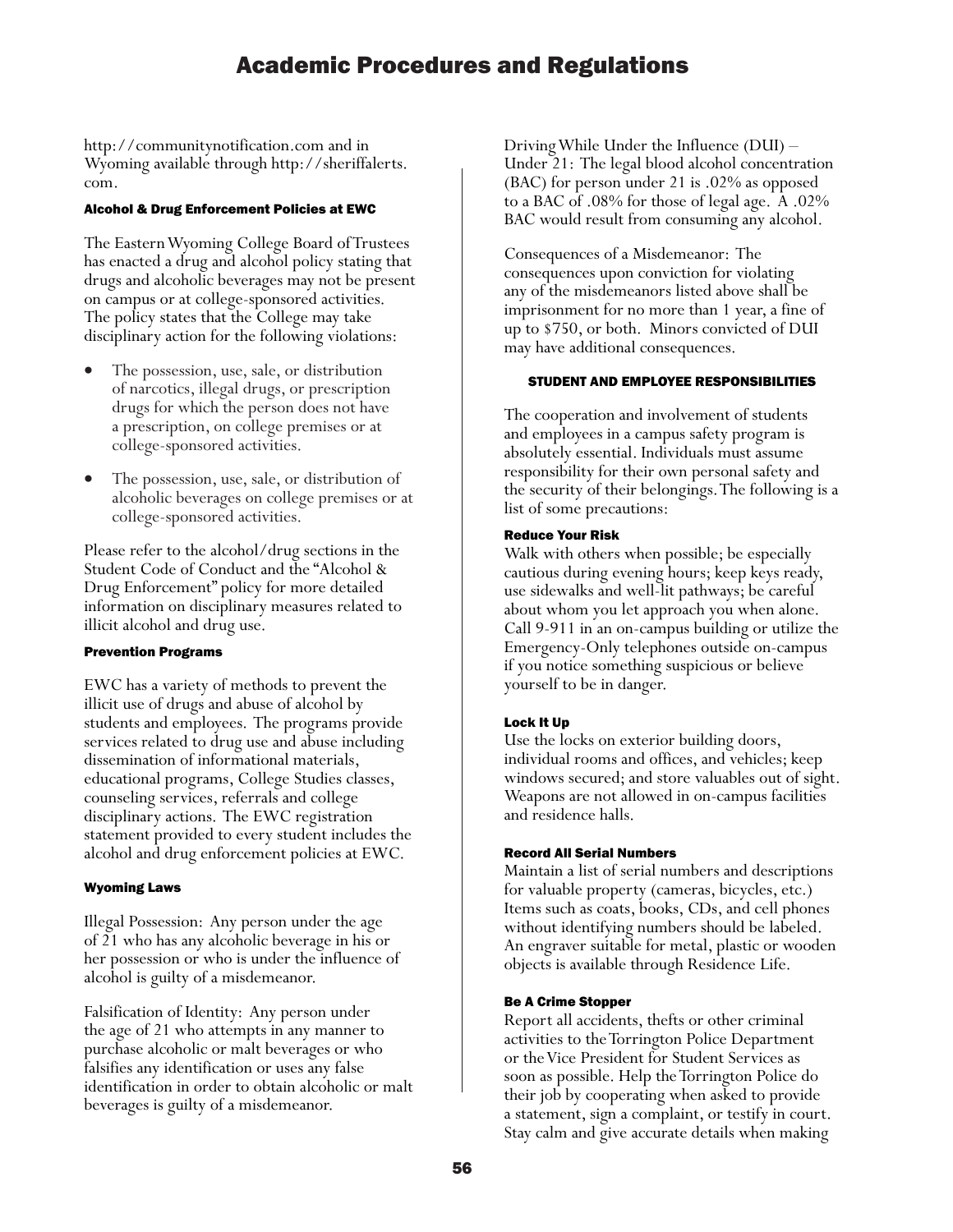http://communitynotification.com and in Wyoming available through http://sheriffalerts.com.

#### Alcohol & Drug Enforcement Policies at EWC

The Eastern Wyoming College Board of Trustees has enacted a drug and alcohol policy stating that drugs and alcoholic beverages may not be present on campus or at college-sponsored activities. The policy states that the College may take disciplinary action for the following violations:

- The possession, use, sale, or distribution of narcotics, illegal drugs, or prescription drugs for which the person does not have a prescription, on college premises or at college-sponsored activities.
- The possession, use, sale, or distribution of alcoholic beverages on college premises or at college-sponsored activities.

Please refer to the alcohol/drug sections in the Student Code of Conduct and the "Alcohol & Drug Enforcement" policy for more detailed information on disciplinary measures related to illicit alcohol and drug use.

#### Prevention Programs

EWC has a variety of methods to prevent the illicit use of drugs and abuse of alcohol by students and employees. The programs provide services related to drug use and abuse including dissemination of informational materials, educational programs, College Studies classes, counseling services, referrals and college disciplinary actions. The EWC registration statement provided to every student includes the alcohol and drug enforcement policies at EWC.

#### Wyoming Laws

Illegal Possession: Any person under the age of 21 who has any alcoholic beverage in his or her possession or who is under the influence of alcohol is guilty of a misdemeanor.

Falsification of Identity: Any person under the age of 21 who attempts in any manner to purchase alcoholic or malt beverages or who falsifies any identification or uses any false identification in order to obtain alcoholic or malt beverages is guilty of a misdemeanor.

Driving While Under the Influence (DUI) – Under 21: The legal blood alcohol concentration (BAC) for person under 21 is .02% as opposed to a BAC of .08% for those of legal age. A .02% BAC would result from consuming any alcohol.

Consequences of a Misdemeanor: The consequences upon conviction for violating any of the misdemeanors listed above shall be imprisonment for no more than 1 year, a fine of up to $750, or both. Minors convicted of DUI may have additional consequences.

#### STUDENT AND EMPLOYEE RESPONSIBILITIES

The cooperation and involvement of students and employees in a campus safety program is absolutely essential. Individuals must assume responsibility for their own personal safety and the security of their belongings. The following is a list of some precautions:

#### Reduce Your Risk

Walk with others when possible; be especially cautious during evening hours; keep keys ready, use sidewalks and well-lit pathways; be careful about whom you let approach you when alone. Call 9-911 in an on-campus building or utilize the Emergency-Only telephones outside on-campus if you notice something suspicious or believe yourself to be in danger.

#### Lock It Up

Use the locks on exterior building doors, individual rooms and offices, and vehicles; keep windows secured; and store valuables out of sight. Weapons are not allowed in on-campus facilities and residence halls.

#### Record All Serial Numbers

Maintain a list of serial numbers and descriptions for valuable property (cameras, bicycles, etc.) Items such as coats, books, CDs, and cell phones without identifying numbers should be labeled. An engraver suitable for metal, plastic or wooden objects is available through Residence Life.

#### Be A Crime Stopper

Report all accidents, thefts or other criminal activities to the Torrington Police Department or the Vice President for Student Services as soon as possible. Help the Torrington Police do their job by cooperating when asked to provide a statement, sign a complaint, or testify in court. Stay calm and give accurate details when making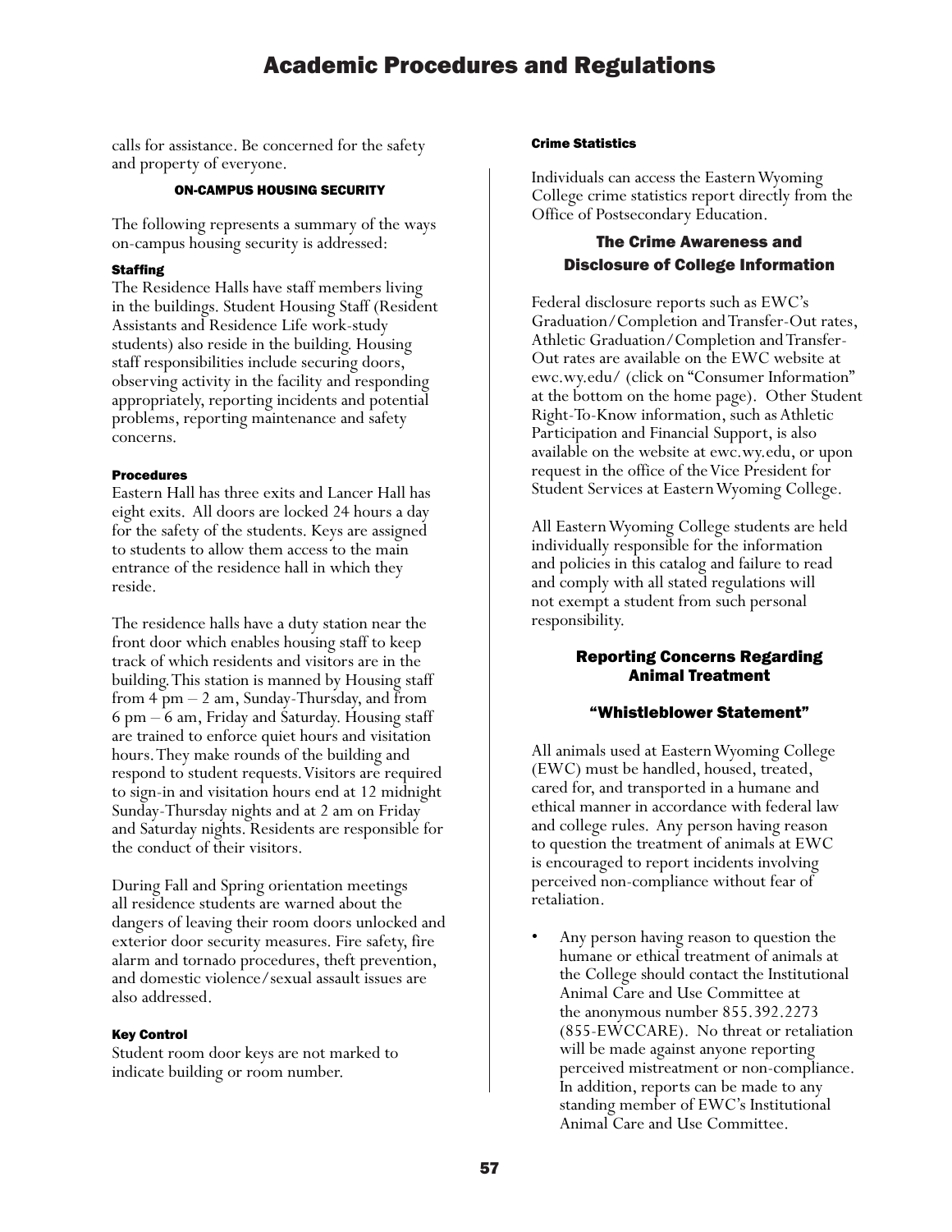calls for assistance. Be concerned for the safety and property of everyone.

### ON-CAMPUS HOUSING SECURITY

The following represents a summary of the ways on-campus housing security is addressed:

#### Staffing

The Residence Halls have staff members living in the buildings. Student Housing Staff (Resident Assistants and Residence Life work-study students) also reside in the building. Housing staff responsibilities include securing doors, observing activity in the facility and responding appropriately, reporting incidents and potential problems, reporting maintenance and safety concerns.

#### Procedures

Eastern Hall has three exits and Lancer Hall has eight exits. All doors are locked 24 hours a day for the safety of the students. Keys are assigned to students to allow them access to the main entrance of the residence hall in which they reside.

The residence halls have a duty station near the front door which enables housing staff to keep track of which residents and visitors are in the building. This station is manned by Housing staff from 4 pm – 2 am, Sunday-Thursday, and from 6 pm – 6 am, Friday and Saturday. Housing staff are trained to enforce quiet hours and visitation hours. They make rounds of the building and respond to student requests. Visitors are required to sign-in and visitation hours end at 12 midnight Sunday-Thursday nights and at 2 am on Friday and Saturday nights. Residents are responsible for the conduct of their visitors.

During Fall and Spring orientation meetings all residence students are warned about the dangers of leaving their room doors unlocked and exterior door security measures. Fire safety, fire alarm and tornado procedures, theft prevention, and domestic violence/sexual assault issues are also addressed.

#### Key Control

Student room door keys are not marked to indicate building or room number.

#### Crime Statistics

Individuals can access the Eastern Wyoming College crime statistics report directly from the Office of Postsecondary Education.

## The Crime Awareness and Disclosure of College Information

Federal disclosure reports such as EWC's Graduation/Completion and Transfer-Out rates, Athletic Graduation/Completion and Transfer-Out rates are available on the EWC website at ewc.wy.edu/ (click on "Consumer Information" at the bottom on the home page). Other Student Right-To-Know information, such as Athletic Participation and Financial Support, is also available on the website at ewc.wy.edu, or upon request in the office of the Vice President for Student Services at Eastern Wyoming College.

All Eastern Wyoming College students are held individually responsible for the information and policies in this catalog and failure to read and comply with all stated regulations will not exempt a student from such personal responsibility.

## Reporting Concerns Regarding Animal Treatment

### "Whistleblower Statement"

All animals used at Eastern Wyoming College (EWC) must be handled, housed, treated, cared for, and transported in a humane and ethical manner in accordance with federal law and college rules. Any person having reason to question the treatment of animals at EWC is encouraged to report incidents involving perceived non-compliance without fear of retaliation.

- Any person having reason to question the humane or ethical treatment of animals at the College should contact the Institutional Animal Care and Use Committee at the anonymous number 855.392.2273 (855-EWCCARE). No threat or retaliation will be made against anyone reporting perceived mistreatment or non-compliance. In addition, reports can be made to any standing member of EWC's Institutional Animal Care and Use Committee.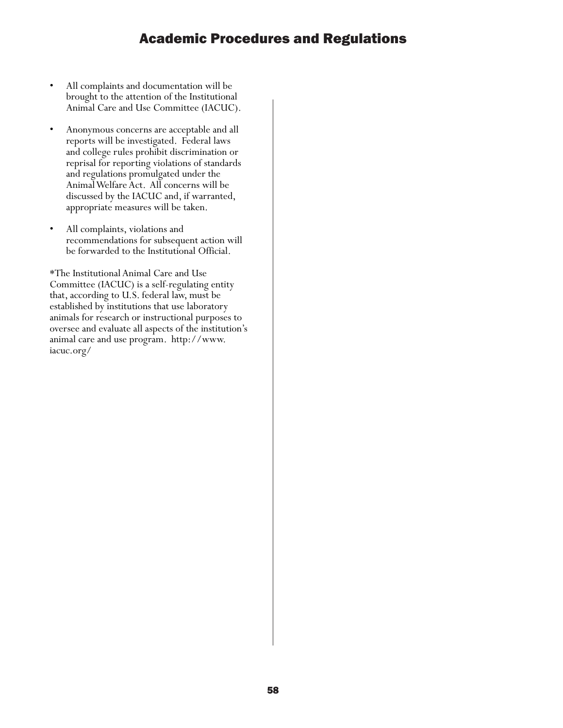- All complaints and documentation will be brought to the attention of the Institutional Animal Care and Use Committee (IACUC).
- Anonymous concerns are acceptable and all reports will be investigated. Federal laws and college rules prohibit discrimination or reprisal for reporting violations of standards and regulations promulgated under the Animal Welfare Act. All concerns will be discussed by the IACUC and, if warranted, appropriate measures will be taken.
- All complaints, violations and recommendations for subsequent action will be forwarded to the Institutional Official.

*The Institutional Animal Care and Use Committee (IACUC) is a self-regulating entity that, according to U.S. federal law, must be established by institutions that use laboratory animals for research or instructional purposes to oversee and evaluate all aspects of the institution's animal care and use program. http://www.iacuc.org/